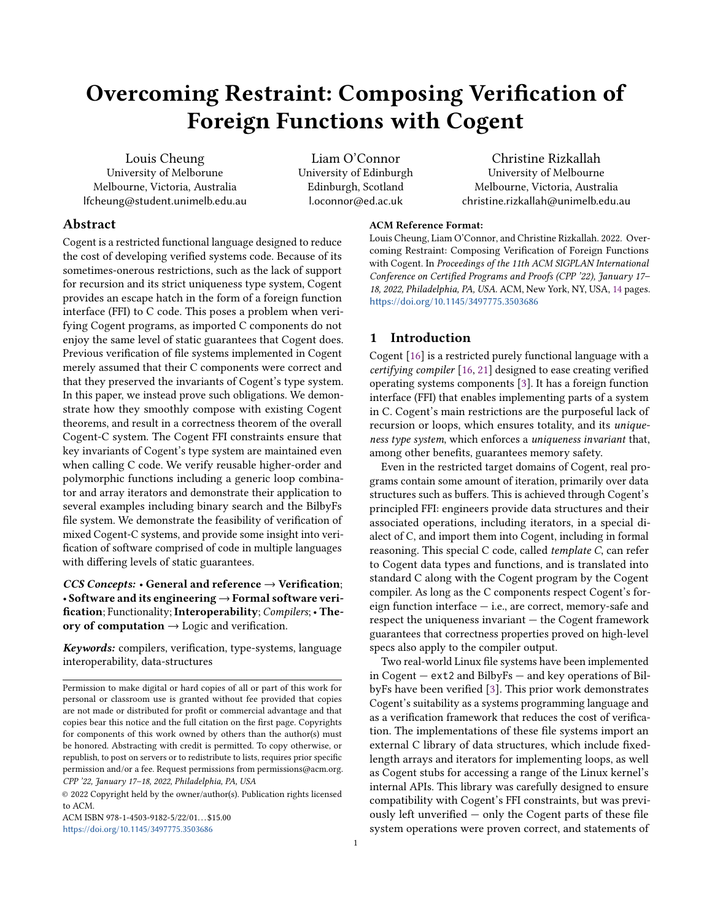# Overcoming Restraint: Composing Verification of Foreign Functions with Cogent

Louis Cheung
University of Melbourne
Melbourne, Victoria, Australia
lfcheung@student.unimelb.edu.au

Liam O'Connor
University of Edinburgh
Edinburgh, Scotland
l.oconnor@ed.ac.uk

Christine Rizkallah
University of Melbourne
Melbourne, Victoria, Australia
christine.rizkallah@unimelb.edu.au

## Abstract

Cogent is a restricted functional language designed to reduce the cost of developing verified systems code. Because of its sometimes-onerous restrictions, such as the lack of support for recursion and its strict uniqueness type system, Cogent provides an escape hatch in the form of a foreign function interface (FFI) to C code. This poses a problem when verifying Cogent programs, as imported C components do not enjoy the same level of static guarantees that Cogent does. Previous verification of file systems implemented in Cogent merely assumed that their C components were correct and that they preserved the invariants of Cogent's type system. In this paper, we instead prove such obligations. We demonstrate how they smoothly compose with existing Cogent theorems, and result in a correctness theorem of the overall Cogent-C system. The Cogent FFI constraints ensure that key invariants of Cogent's type system are maintained even when calling C code. We verify reusable higher-order and polymorphic functions including a generic loop combinator and array iterators and demonstrate their application to several examples including binary search and the BilbyFs file system. We demonstrate the feasibility of verification of mixed Cogent-C systems, and provide some insight into verification of software comprised of code in multiple languages with differing levels of static guarantees.

***CCS Concepts:*** • **General and reference** → **Verification**; • **Software and its engineering** → **Formal software verification**; Functionality; **Interoperability**; *Compilers*; • **Theory of computation** → Logic and verification.

***Keywords:*** compilers, verification, type-systems, language interoperability, data-structures

Permission to make digital or hard copies of all or part of this work for personal or classroom use is granted without fee provided that copies are not made or distributed for profit or commercial advantage and that copies bear this notice and the full citation on the first page. Copyrights for components of this work owned by others than the author(s) must be honored. Abstracting with credit is permitted. To copy otherwise, or republish, to post on servers or to redistribute to lists, requires prior specific permission and/or a fee. Request permissions from permissions@acm.org.
*CPP '22, January 17–18, 2022, Philadelphia, PA, USA*

© 2022 Copyright held by the owner/author(s). Publication rights licensed to ACM.
ACM ISBN 978-1-4503-9182-5/22/01...$15.00
https://doi.org/10.1145/3497775.3503686

**ACM Reference Format:**
Louis Cheung, Liam O'Connor, and Christine Rizkallah. 2022. Overcoming Restraint: Composing Verification of Foreign Functions with Cogent. In *Proceedings of the 11th ACM SIGPLAN International Conference on Certified Programs and Proofs (CPP '22), January 17–18, 2022, Philadelphia, PA, USA.* ACM, New York, NY, USA, 14 pages. https://doi.org/10.1145/3497775.3503686

## 1 Introduction

Cogent [16] is a restricted purely functional language with a *certifying compiler* [16, 21] designed to ease creating verified operating systems components [3]. It has a foreign function interface (FFI) that enables implementing parts of a system in C. Cogent's main restrictions are the purposeful lack of recursion or loops, which ensures totality, and its *uniqueness type system*, which enforces a *uniqueness invariant* that, among other benefits, guarantees memory safety.

Even in the restricted target domains of Cogent, real programs contain some amount of iteration, primarily over data structures such as buffers. This is achieved through Cogent's principled FFI: engineers provide data structures and their associated operations, including iterators, in a special dialect of C, and import them into Cogent, including in formal reasoning. This special C code, called *template C*, can refer to Cogent data types and functions, and is translated into standard C along with the Cogent program by the Cogent compiler. As long as the C components respect Cogent's foreign function interface — i.e., are correct, memory-safe and respect the uniqueness invariant — the Cogent framework guarantees that correctness properties proved on high-level specs also apply to the compiler output.

Two real-world Linux file systems have been implemented in Cogent — `ext2` and BilbyFs — and key operations of BilbyFs have been verified [3]. This prior work demonstrates Cogent's suitability as a systems programming language and as a verification framework that reduces the cost of verification. The implementations of these file systems import an external C library of data structures, which include fixed-length arrays and iterators for implementing loops, as well as Cogent stubs for accessing a range of the Linux kernel's internal APIs. This library was carefully designed to ensure compatibility with Cogent's FFI constraints, but was previously left unverified — only the Cogent parts of these file system operations were proven correct, and statements of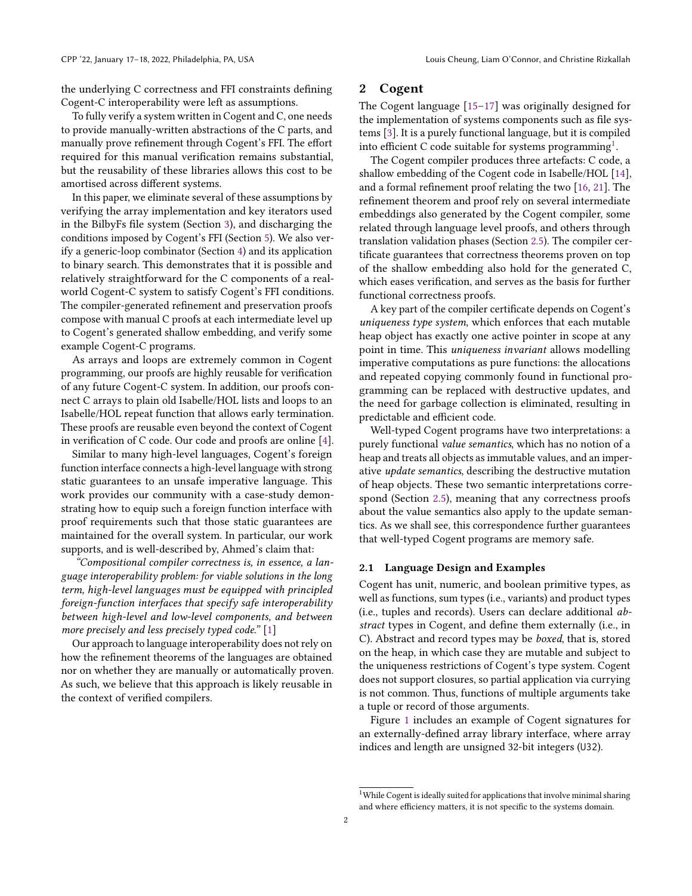the underlying C correctness and FFI constraints defining Cogent-C interoperability were left as assumptions.

To fully verify a system written in Cogent and C, one needs to provide manually-written abstractions of the C parts, and manually prove refinement through Cogent's FFI. The effort required for this manual verification remains substantial, but the reusability of these libraries allows this cost to be amortised across different systems.

In this paper, we eliminate several of these assumptions by verifying the array implementation and key iterators used in the BilbyFs file system (Section 3), and discharging the conditions imposed by Cogent's FFI (Section 5). We also verify a generic-loop combinator (Section 4) and its application to binary search. This demonstrates that it is possible and relatively straightforward for the C components of a real-world Cogent-C system to satisfy Cogent's FFI conditions. The compiler-generated refinement and preservation proofs compose with manual C proofs at each intermediate level up to Cogent's generated shallow embedding, and verify some example Cogent-C programs.

As arrays and loops are extremely common in Cogent programming, our proofs are highly reusable for verification of any future Cogent-C system. In addition, our proofs connect C arrays to plain old Isabelle/HOL lists and loops to an Isabelle/HOL repeat function that allows early termination. These proofs are reusable even beyond the context of Cogent in verification of C code. Our code and proofs are online [4].

Similar to many high-level languages, Cogent's foreign function interface connects a high-level language with strong static guarantees to an unsafe imperative language. This work provides our community with a case-study demonstrating how to equip such a foreign function interface with proof requirements such that those static guarantees are maintained for the overall system. In particular, our work supports, and is well-described by, Ahmed's claim that:

*"Compositional compiler correctness is, in essence, a language interoperability problem: for viable solutions in the long term, high-level languages must be equipped with principled foreign-function interfaces that specify safe interoperability between high-level and low-level components, and between more precisely and less precisely typed code."* [1]

Our approach to language interoperability does not rely on how the refinement theorems of the languages are obtained nor on whether they are manually or automatically proven. As such, we believe that this approach is likely reusable in the context of verified compilers.

## 2 Cogent

The Cogent language [15–17] was originally designed for the implementation of systems components such as file systems [3]. It is a purely functional language, but it is compiled into efficient C code suitable for systems programming[1].

The Cogent compiler produces three artefacts: C code, a shallow embedding of the Cogent code in Isabelle/HOL [14], and a formal refinement proof relating the two [16, 21]. The refinement theorem and proof rely on several intermediate embeddings also generated by the Cogent compiler, some related through language level proofs, and others through translation validation phases (Section 2.5). The compiler certificate guarantees that correctness theorems proven on top of the shallow embedding also hold for the generated C, which eases verification, and serves as the basis for further functional correctness proofs.

A key part of the compiler certificate depends on Cogent's *uniqueness type system*, which enforces that each mutable heap object has exactly one active pointer in scope at any point in time. This *uniqueness invariant* allows modelling imperative computations as pure functions: the allocations and repeated copying commonly found in functional programming can be replaced with destructive updates, and the need for garbage collection is eliminated, resulting in predictable and efficient code.

Well-typed Cogent programs have two interpretations: a purely functional *value semantics*, which has no notion of a heap and treats all objects as immutable values, and an imperative *update semantics*, describing the destructive mutation of heap objects. These two semantic interpretations correspond (Section 2.5), meaning that any correctness proofs about the value semantics also apply to the update semantics. As we shall see, this correspondence further guarantees that well-typed Cogent programs are memory safe.

### 2.1 Language Design and Examples

Cogent has unit, numeric, and boolean primitive types, as well as functions, sum types (i.e., variants) and product types (i.e., tuples and records). Users can declare additional *abstract* types in Cogent, and define them externally (i.e., in C). Abstract and record types may be *boxed*, that is, stored on the heap, in which case they are mutable and subject to the uniqueness restrictions of Cogent's type system. Cogent does not support closures, so partial application via currying is not common. Thus, functions of multiple arguments take a tuple or record of those arguments.

Figure 1 includes an example of Cogent signatures for an externally-defined array library interface, where array indices and length are unsigned 32-bit integers (U32).

---

[1] While Cogent is ideally suited for applications that involve minimal sharing and where efficiency matters, it is not specific to the systems domain.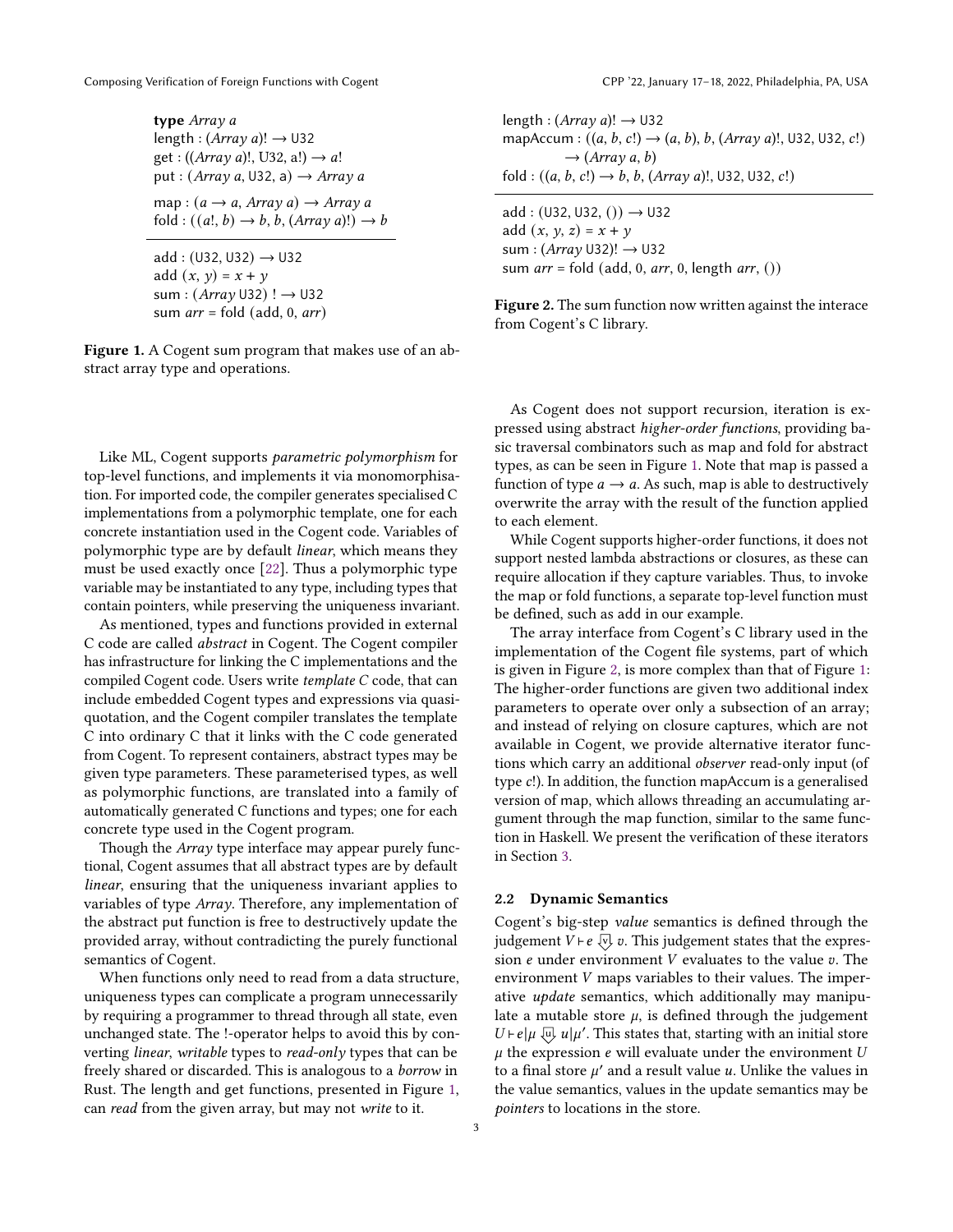```
type Array a
length : (Array a)! → U32
get : ((Array a)!, U32, a!) → a!
put : (Array a, U32, a) → Array a

map : (a → a, Array a) → Array a
fold : ((a!, b) → b, b, (Array a)!) → b
---------------------------------------------
add : (U32, U32) → U32
add (x, y) = x + y
sum : (Array U32) ! → U32
sum arr = fold (add, 0, arr)
```

**Figure 1.** A Cogent sum program that makes use of an abstract array type and operations.

```
length : (Array a)! → U32
mapAccum : ((a, b, c!) → (a, b), b, (Array a)!, U32, U32, c!)
           → (Array a, b)
fold : ((a, b, c!) → b, b, (Array a)!, U32, U32, c!)
---------------------------------------------
add : (U32, U32, ()) → U32
add (x, y, z) = x + y
sum : (Array U32)! → U32
sum arr = fold (add, 0, arr, 0, length arr, ())
```

**Figure 2.** The sum function now written against the interace from Cogent's C library.

Like ML, Cogent supports *parametric polymorphism* for top-level functions, and implements it via monomorphisation. For imported code, the compiler generates specialised C implementations from a polymorphic template, one for each concrete instantiation used in the Cogent code. Variables of polymorphic type are by default *linear*, which means they must be used exactly once [22]. Thus a polymorphic type variable may be instantiated to any type, including types that contain pointers, while preserving the uniqueness invariant.

As mentioned, types and functions provided in external C code are called *abstract* in Cogent. The Cogent compiler has infrastructure for linking the C implementations and the compiled Cogent code. Users write *template C* code, that can include embedded Cogent types and expressions via quasi-quotation, and the Cogent compiler translates the template C into ordinary C that it links with the C code generated from Cogent. To represent containers, abstract types may be given type parameters. These parameterised types, as well as polymorphic functions, are translated into a family of automatically generated C functions and types; one for each concrete type used in the Cogent program.

Though the *Array* type interface may appear purely functional, Cogent assumes that all abstract types are by default *linear*, ensuring that the uniqueness invariant applies to variables of type *Array*. Therefore, any implementation of the abstract put function is free to destructively update the provided array, without contradicting the purely functional semantics of Cogent.

When functions only need to read from a data structure, uniqueness types can complicate a program unnecessarily by requiring a programmer to thread through all state, even unchanged state. The !-operator helps to avoid this by converting *linear*, *writable* types to *read-only* types that can be freely shared or discarded. This is analogous to a *borrow* in Rust. The length and get functions, presented in Figure 1, can *read* from the given array, but may not *write* to it.

As Cogent does not support recursion, iteration is expressed using abstract *higher-order functions*, providing basic traversal combinators such as map and fold for abstract types, as can be seen in Figure 1. Note that map is passed a function of type $a \rightarrow a$. As such, map is able to destructively overwrite the array with the result of the function applied to each element.

While Cogent supports higher-order functions, it does not support nested lambda abstractions or closures, as these can require allocation if they capture variables. Thus, to invoke the map or fold functions, a separate top-level function must be defined, such as add in our example.

The array interface from Cogent's C library used in the implementation of the Cogent file systems, part of which is given in Figure 2, is more complex than that of Figure 1: The higher-order functions are given two additional index parameters to operate over only a subsection of an array; and instead of relying on closure captures, which are not available in Cogent, we provide alternative iterator functions which carry an additional *observer* read-only input (of type $c!$). In addition, the function mapAccum is a generalised version of map, which allows threading an accumulating argument through the map function, similar to the same function in Haskell. We present the verification of these iterators in Section 3.

### 2.2 Dynamic Semantics

Cogent's big-step *value* semantics is defined through the judgement $V \vdash e \Downarrow_{\mathsf{v}} v$. This judgement states that the expression $e$ under environment $V$ evaluates to the value $v$. The environment $V$ maps variables to their values. The imperative *update* semantics, which additionally may manipulate a mutable store $\mu$, is defined through the judgement $U \vdash e|\mu \Downarrow_{\mathsf{u}} u|\mu'$. This states that, starting with an initial store $\mu$ the expression $e$ will evaluate under the environment $U$ to a final store $\mu'$ and a result value $u$. Unlike the values in the value semantics, values in the update semantics may be *pointers* to locations in the store.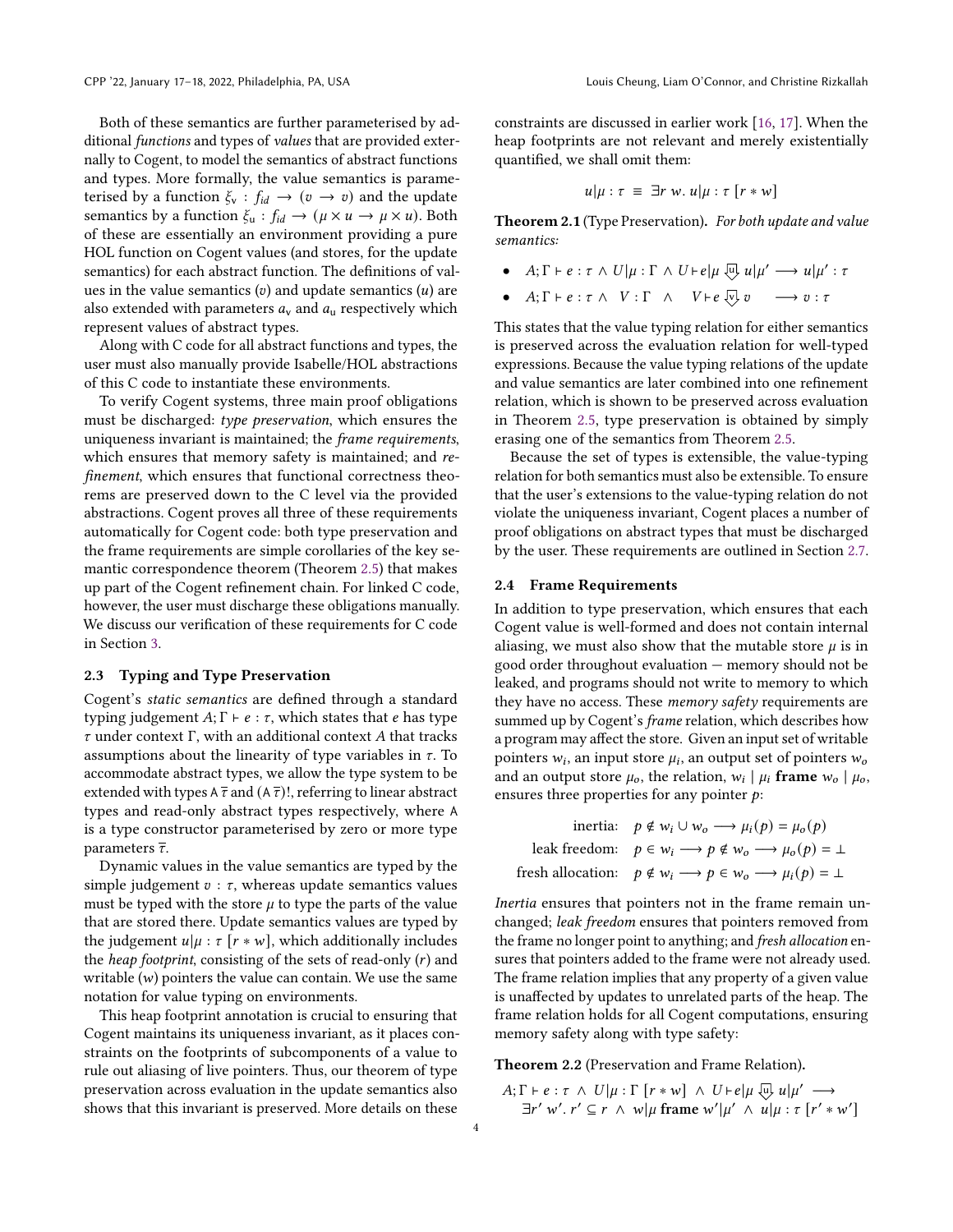Both of these semantics are further parameterised by additional *functions* and types of *values* that are provided externally to Cogent, to model the semantics of abstract functions and types. More formally, the value semantics is parameterised by a function $\xi_v : f_{id} \rightarrow (v \rightarrow v)$ and the update semantics by a function $\xi_u : f_{id} \rightarrow (\mu \times u \rightarrow \mu \times u)$. Both of these are essentially an environment providing a pure HOL function on Cogent values (and stores, for the update semantics) for each abstract function. The definitions of values in the value semantics ($v$) and update semantics ($u$) are also extended with parameters $a_v$ and $a_u$ respectively which represent values of abstract types.

Along with C code for all abstract functions and types, the user must also manually provide Isabelle/HOL abstractions of this C code to instantiate these environments.

To verify Cogent systems, three main proof obligations must be discharged: *type preservation*, which ensures the uniqueness invariant is maintained; the *frame requirements*, which ensures that memory safety is maintained; and *refinement*, which ensures that functional correctness theorems are preserved down to the C level via the provided abstractions. Cogent proves all three of these requirements automatically for Cogent code: both type preservation and the frame requirements are simple corollaries of the key semantic correspondence theorem (Theorem 2.5) that makes up part of the Cogent refinement chain. For linked C code, however, the user must discharge these obligations manually. We discuss our verification of these requirements for C code in Section 3.

### 2.3 Typing and Type Preservation

Cogent's *static semantics* are defined through a standard typing judgement $A; \Gamma \vdash e : \tau$, which states that $e$ has type $\tau$ under context $\Gamma$, with an additional context $A$ that tracks assumptions about the linearity of type variables in $\tau$. To accommodate abstract types, we allow the type system to be extended with types $\mathsf{A}\ \overline{\tau}$ and $(\mathsf{A}\ \overline{\tau})!$, referring to linear abstract types and read-only abstract types respectively, where $\mathsf{A}$ is a type constructor parameterised by zero or more type parameters $\overline{\tau}$.

Dynamic values in the value semantics are typed by the simple judgement $v : \tau$, whereas update semantics values must be typed with the store $\mu$ to type the parts of the value that are stored there. Update semantics values are typed by the judgement $u|\mu : \tau\ [r * w]$, which additionally includes the *heap footprint*, consisting of the sets of read-only ($r$) and writable ($w$) pointers the value can contain. We use the same notation for value typing on environments.

This heap footprint annotation is crucial to ensuring that Cogent maintains its uniqueness invariant, as it places constraints on the footprints of subcomponents of a value to rule out aliasing of live pointers. Thus, our theorem of type preservation across evaluation in the update semantics also shows that this invariant is preserved. More details on these constraints are discussed in earlier work [16, 17]. When the heap footprints are not relevant and merely existentially quantified, we shall omit them:

$$u|\mu : \tau \;\equiv\; \exists r\ w.\ u|\mu : \tau\ [r * w]$$

**Theorem 2.1** (Type Preservation)**.** *For both update and value semantics:*

- $A; \Gamma \vdash e : \tau \;\wedge\; U|\mu : \Gamma \;\wedge\; U \vdash e|\mu \Downarrow_{\mathrm{u}} u|\mu' \longrightarrow u|\mu' : \tau$
- $A; \Gamma \vdash e : \tau \;\wedge\; V : \Gamma \;\wedge\; V \vdash e \Downarrow_{\mathrm{v}} v \longrightarrow v : \tau$

This states that the value typing relation for either semantics is preserved across the evaluation relation for well-typed expressions. Because the value typing relations of the update and value semantics are later combined into one refinement relation, which is shown to be preserved across evaluation in Theorem 2.5, type preservation is obtained by simply erasing one of the semantics from Theorem 2.5.

Because the set of types is extensible, the value-typing relation for both semantics must also be extensible. To ensure that the user's extensions to the value-typing relation do not violate the uniqueness invariant, Cogent places a number of proof obligations on abstract types that must be discharged by the user. These requirements are outlined in Section 2.7.

### 2.4 Frame Requirements

In addition to type preservation, which ensures that each Cogent value is well-formed and does not contain internal aliasing, we must also show that the mutable store $\mu$ is in good order throughout evaluation — memory should not be leaked, and programs should not write to memory to which they have no access. These *memory safety* requirements are summed up by Cogent's *frame* relation, which describes how a program may affect the store. Given an input set of writable pointers $w_i$, an input store $\mu_i$, an output set of pointers $w_o$ and an output store $\mu_o$, the relation, $w_i \mid \mu_i$ **frame** $w_o \mid \mu_o$, ensures three properties for any pointer $p$:

$$\begin{aligned}
\text{inertia:} &\quad p \notin w_i \cup w_o \longrightarrow \mu_i(p) = \mu_o(p)\\
\text{leak freedom:} &\quad p \in w_i \longrightarrow p \notin w_o \longrightarrow \mu_o(p) = \bot\\
\text{fresh allocation:} &\quad p \notin w_i \longrightarrow p \in w_o \longrightarrow \mu_i(p) = \bot
\end{aligned}$$

*Inertia* ensures that pointers not in the frame remain unchanged; *leak freedom* ensures that pointers removed from the frame no longer point to anything; and *fresh allocation* ensures that pointers added to the frame were not already used. The frame relation implies that any property of a given value is unaffected by updates to unrelated parts of the heap. The frame relation holds for all Cogent computations, ensuring memory safety along with type safety:

**Theorem 2.2** (Preservation and Frame Relation)**.**

$$\begin{aligned}
&A; \Gamma \vdash e : \tau \;\wedge\; U|\mu : \Gamma\ [r * w] \;\wedge\; U \vdash e|\mu \Downarrow_{\mathrm{u}} u|\mu' \longrightarrow\\
&\quad \exists r'\ w'.\ r' \subseteq r \;\wedge\; w|\mu\ \mathbf{frame}\ w'|\mu' \;\wedge\; u|\mu' : \tau\ [r' * w']
\end{aligned}$$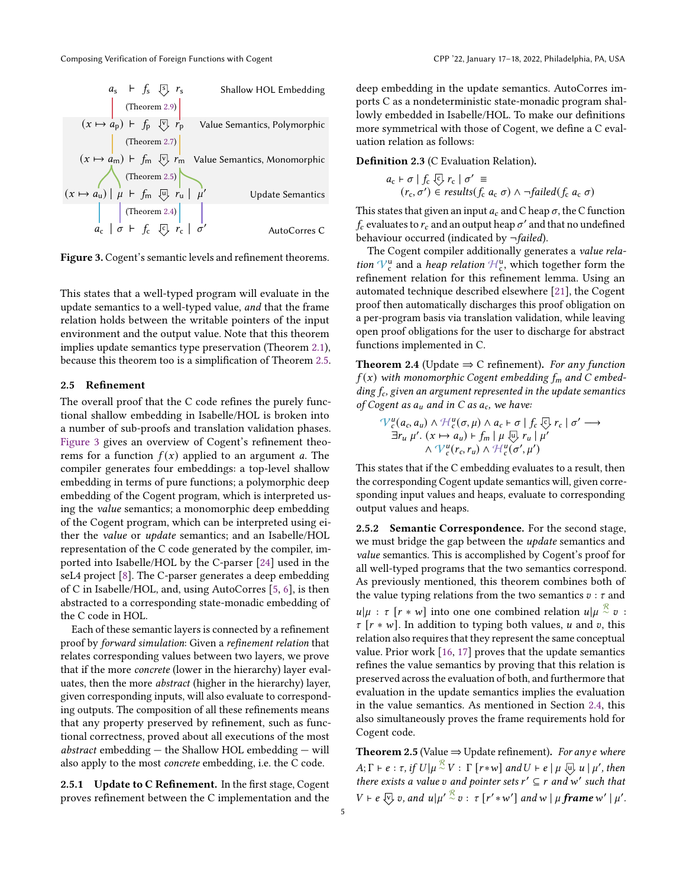$a_s \vdash f_s \Downarrow_s r_s$ Shallow HOL Embedding

(Theorem 2.9)

$(x \mapsto a_p) \vdash f_p \Downarrow_v r_p$ Value Semantics, Polymorphic

(Theorem 2.7)

$(x \mapsto a_m) \vdash f_m \Downarrow_v r_m$ Value Semantics, Monomorphic

(Theorem 2.5)

$(x \mapsto a_u) \mid \mu \vdash f_m \Downarrow_u r_u \mid \mu'$ Update Semantics

(Theorem 2.4)

$a_c \mid \sigma \vdash f_c \Downarrow_c r_c \mid \sigma'$ AutoCorres C

**Figure 3.** Cogent's semantic levels and refinement theorems.

This states that a well-typed program will evaluate in the update semantics to a well-typed value, *and* that the frame relation holds between the writable pointers of the input environment and the output value. Note that this theorem implies update semantics type preservation (Theorem 2.1), because this theorem too is a simplification of Theorem 2.5.

## 2.5 Refinement

The overall proof that the C code refines the purely functional shallow embedding in Isabelle/HOL is broken into a number of sub-proofs and translation validation phases. Figure 3 gives an overview of Cogent's refinement theorems for a function $f(x)$ applied to an argument $a$. The compiler generates four embeddings: a top-level shallow embedding in terms of pure functions; a polymorphic deep embedding of the Cogent program, which is interpreted using the *value* semantics; a monomorphic deep embedding of the Cogent program, which can be interpreted using either the *value* or *update* semantics; and an Isabelle/HOL representation of the C code generated by the compiler, imported into Isabelle/HOL by the C-parser [24] used in the seL4 project [8]. The C-parser generates a deep embedding of C in Isabelle/HOL, and, using AutoCorres [5, 6], is then abstracted to a corresponding state-monadic embedding of the C code in HOL.

Each of these semantic layers is connected by a refinement proof by *forward simulation*: Given a *refinement relation* that relates corresponding values between two layers, we prove that if the more *concrete* (lower in the hierarchy) layer evaluates, then the more *abstract* (higher in the hierarchy) layer, given corresponding inputs, will also evaluate to corresponding outputs. The composition of all these refinements means that any property preserved by refinement, such as functional correctness, proved about all executions of the most *abstract* embedding — the Shallow HOL embedding — will also apply to the most *concrete* embedding, i.e. the C code.

### 2.5.1 Update to C Refinement.

In the first stage, Cogent proves refinement between the C implementation and the deep embedding in the update semantics. AutoCorres imports C as a nondeterministic state-monadic program shallowly embedded in Isabelle/HOL. To make our definitions more symmetrical with those of Cogent, we define a C evaluation relation as follows:

**Definition 2.3** (C Evaluation Relation)**.**

$$a_c \vdash \sigma \mid f_c \Downarrow_c r_c \mid \sigma' \equiv (r_c, \sigma') \in \mathit{results}(f_c\ a_c\ \sigma) \land \neg\mathit{failed}(f_c\ a_c\ \sigma)$$

This states that given an input $a_c$ and C heap $\sigma$, the C function $f_c$ evaluates to $r_c$ and an output heap $\sigma'$ and that no undefined behaviour occurred (indicated by $\neg\mathit{failed}$).

The Cogent compiler additionally generates a *value relation* $\mathcal{V}^u_c$ and a *heap relation* $\mathcal{H}^u_c$, which together form the refinement relation for this refinement lemma. Using an automated technique described elsewhere [21], the Cogent proof then automatically discharges this proof obligation on a per-program basis via translation validation, while leaving open proof obligations for the user to discharge for abstract functions implemented in C.

**Theorem 2.4** (Update $\Rightarrow$ C refinement)**.** *For any function $f(x)$ with monomorphic Cogent embedding $f_m$ and C embedding $f_c$, given an argument represented in the update semantics of Cogent as $a_u$ and in C as $a_c$, we have:*

$$\mathcal{V}^u_c(a_c, a_u) \land \mathcal{H}^u_c(\sigma, \mu) \land a_c \vdash \sigma \mid f_c \Downarrow_c r_c \mid \sigma' \longrightarrow \exists r_u\ \mu'.\ (x \mapsto a_u) \vdash f_m \mid \mu \Downarrow_u r_u \mid \mu' \land \mathcal{V}^u_c(r_c, r_u) \land \mathcal{H}^u_c(\sigma', \mu')$$

This states that if the C embedding evaluates to a result, then the corresponding Cogent update semantics will, given corresponding input values and heaps, evaluate to corresponding output values and heaps.

### 2.5.2 Semantic Correspondence.

For the second stage, we must bridge the gap between the *update* semantics and *value* semantics. This is accomplished by Cogent's proof for all well-typed programs that the two semantics correspond. As previously mentioned, this theorem combines both of the value typing relations from the two semantics $v : \tau$ and $u|\mu : \tau\ [r * w]$ into one one combined relation $u|\mu \overset{\mathcal{R}}{\sim} v : \tau\ [r * w]$. In addition to typing both values, $u$ and $v$, this relation also requires that they represent the same conceptual value. Prior work [16, 17] proves that the update semantics refines the value semantics by proving that this relation is preserved across the evaluation of both, and furthermore that evaluation in the update semantics implies the evaluation in the value semantics. As mentioned in Section 2.4, this also simultaneously proves the frame requirements hold for Cogent code.

**Theorem 2.5** (Value $\Rightarrow$ Update refinement)**.** *For any $e$ where $A; \Gamma \vdash e : \tau$, if $U|\mu \overset{\mathcal{R}}{\sim} V : \Gamma\ [r * w]$ and $U \vdash e \mid \mu \Downarrow_u u \mid \mu'$, then there exists a value $v$ and pointer sets $r' \subseteq r$ and $w'$ such that $V \vdash e \Downarrow_v v$, and $u|\mu' \overset{\mathcal{R}}{\sim} v : \tau\ [r' * w']$ and $w \mid \mu$ **frame** $w' \mid \mu'$.*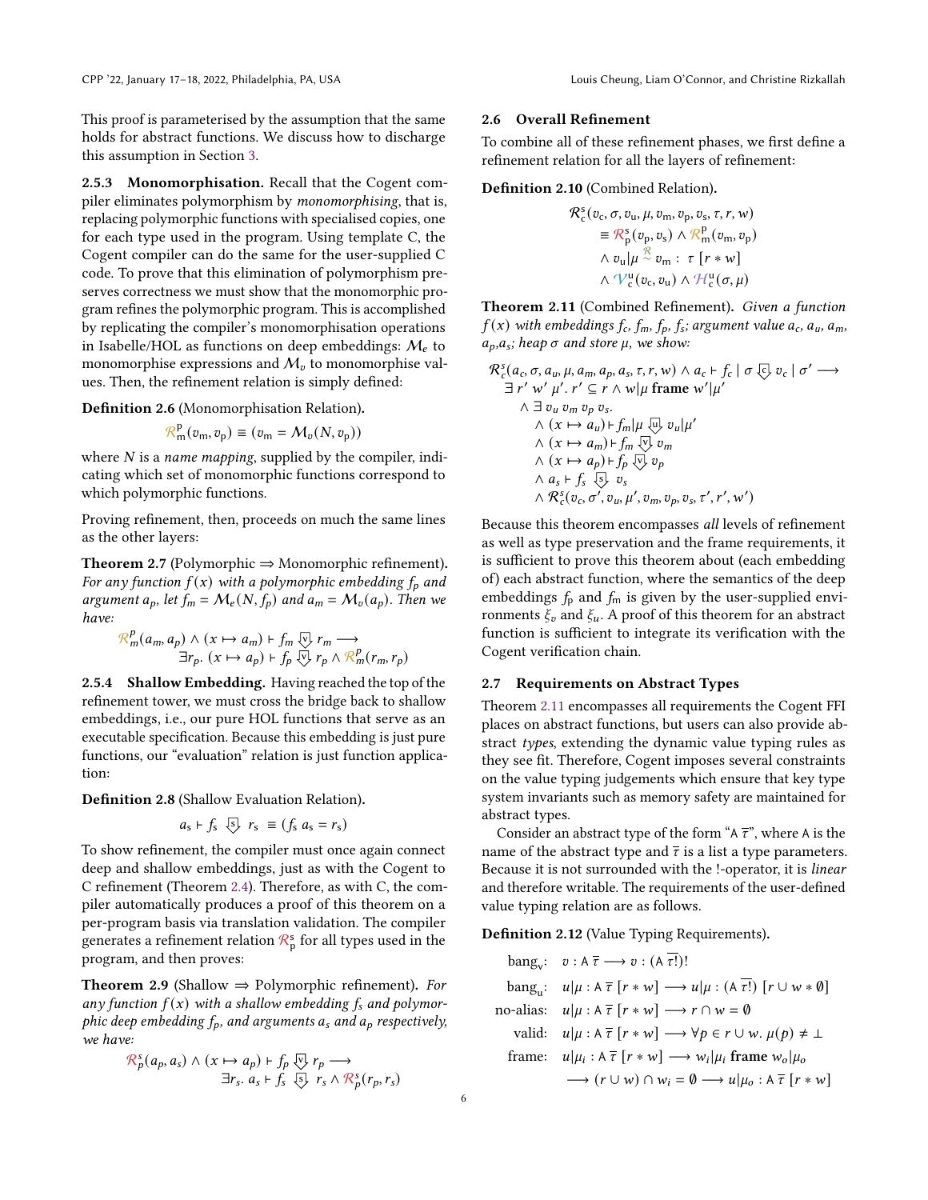This proof is parameterised by the assumption that the same holds for abstract functions. We discuss how to discharge this assumption in Section 3.

#### 2.5.3 Monomorphisation.

Recall that the Cogent compiler eliminates polymorphism by *monomorphising*, that is, replacing polymorphic functions with specialised copies, one for each type used in the program. Using template C, the Cogent compiler can do the same for the user-supplied C code. To prove that this elimination of polymorphism preserves correctness we must show that the monomorphic program refines the polymorphic program. This is accomplished by replicating the compiler's monomorphisation operations in Isabelle/HOL as functions on deep embeddings: $\mathcal{M}_e$ to monomorphise expressions and $\mathcal{M}_v$ to monomorphise values. Then, the refinement relation is simply defined:

**Definition 2.6** (Monomorphisation Relation).

$$\mathcal{R}^{\mathrm{p}}_{\mathrm{m}}(v_{\mathrm{m}}, v_{\mathrm{p}}) \equiv (v_{\mathrm{m}} = \mathcal{M}_v(N, v_{\mathrm{p}}))$$

where $N$ is a *name mapping*, supplied by the compiler, indicating which set of monomorphic functions correspond to which polymorphic functions.

Proving refinement, then, proceeds on much the same lines as the other layers:

**Theorem 2.7** (Polymorphic ⇒ Monomorphic refinement). *For any function $f(x)$ with a polymorphic embedding $f_p$ and argument $a_p$, let $f_m = \mathcal{M}_e(N, f_p)$ and $a_m = \mathcal{M}_v(a_p)$. Then we have:*

$$\mathcal{R}^{p}_{m}(a_m, a_p) \wedge (x \mapsto a_m) \vdash f_m \overset{\mathrm{v}}{\Downarrow} r_m \longrightarrow \\ \exists r_p.\ (x \mapsto a_p) \vdash f_p \overset{\mathrm{v}}{\Downarrow} r_p \wedge \mathcal{R}^{p}_{m}(r_m, r_p)$$

#### 2.5.4 Shallow Embedding.

Having reached the top of the refinement tower, we must cross the bridge back to shallow embeddings, i.e., our pure HOL functions that serve as an executable specification. Because this embedding is just pure functions, our "evaluation" relation is just function application:

**Definition 2.8** (Shallow Evaluation Relation).

$$a_{\mathrm{s}} \vdash f_{\mathrm{s}} \overset{\mathrm{s}}{\Downarrow} r_{\mathrm{s}} \ \equiv (f_{\mathrm{s}}\ a_{\mathrm{s}} = r_{\mathrm{s}})$$

To show refinement, the compiler must once again connect deep and shallow embeddings, just as with the Cogent to C refinement (Theorem 2.4). Therefore, as with C, the compiler automatically produces a proof of this theorem on a per-program basis via translation validation. The compiler generates a refinement relation $\mathcal{R}^{\mathrm{s}}_{\mathrm{p}}$ for all types used in the program, and then proves:

**Theorem 2.9** (Shallow ⇒ Polymorphic refinement). *For any function $f(x)$ with a shallow embedding $f_s$ and polymorphic deep embedding $f_p$, and arguments $a_s$ and $a_p$ respectively, we have:*

$$\mathcal{R}^{s}_{p}(a_p, a_s) \wedge (x \mapsto a_p) \vdash f_p \overset{\mathrm{v}}{\Downarrow} r_p \longrightarrow \\ \exists r_s.\ a_s \vdash f_s \overset{\mathrm{s}}{\Downarrow} r_s \wedge \mathcal{R}^{s}_{p}(r_p, r_s)$$

### 2.6 Overall Refinement

To combine all of these refinement phases, we first define a refinement relation for all the layers of refinement:

**Definition 2.10** (Combined Relation).

$$\begin{aligned} \mathcal{R}^{\mathrm{s}}_{\mathrm{c}}&(v_{\mathrm{c}}, \sigma, v_{\mathrm{u}}, \mu, v_{\mathrm{m}}, v_{\mathrm{p}}, v_{\mathrm{s}}, \tau, r, w) \\ &\equiv \mathcal{R}^{\mathrm{s}}_{\mathrm{p}}(v_{\mathrm{p}}, v_{\mathrm{s}}) \wedge \mathcal{R}^{\mathrm{p}}_{\mathrm{m}}(v_{\mathrm{m}}, v_{\mathrm{p}}) \\ &\wedge v_{\mathrm{u}}|\mu \overset{\mathcal{R}}{\sim} v_{\mathrm{m}} :\ \tau\ [r * w] \\ &\wedge \mathcal{V}^{\mathrm{u}}_{\mathrm{c}}(v_{\mathrm{c}}, v_{\mathrm{u}}) \wedge \mathcal{H}^{\mathrm{u}}_{\mathrm{c}}(\sigma, \mu) \end{aligned}$$

**Theorem 2.11** (Combined Refinement). *Given a function $f(x)$ with embeddings $f_c$, $f_m$, $f_p$, $f_s$; argument value $a_c$, $a_u$, $a_m$, $a_p$,$a_s$; heap $\sigma$ and store $\mu$, we show:*

$$\begin{aligned} &\mathcal{R}^{s}_{c}(a_c, \sigma, a_u, \mu, a_m, a_p, a_s, \tau, r, w) \wedge a_c \vdash f_c \mid \sigma \overset{\mathrm{c}}{\Downarrow} v_c \mid \sigma' \longrightarrow \\ &\quad \exists\, r'\ w'\ \mu'.\ r' \subseteq r \wedge w|\mu\ \mathbf{frame}\ w'|\mu' \\ &\qquad \wedge \exists\, v_u\ v_m\ v_p\ v_s. \\ &\qquad\quad \wedge (x \mapsto a_u) \vdash f_m|\mu \overset{\mathrm{u}}{\Downarrow} v_u|\mu' \\ &\qquad\quad \wedge (x \mapsto a_m) \vdash f_m \overset{\mathrm{v}}{\Downarrow} v_m \\ &\qquad\quad \wedge (x \mapsto a_p) \vdash f_p \overset{\mathrm{v}}{\Downarrow} v_p \\ &\qquad\quad \wedge a_s \vdash f_s \overset{\mathrm{s}}{\Downarrow} v_s \\ &\qquad\quad \wedge \mathcal{R}^{s}_{c}(v_c, \sigma', v_u, \mu', v_m, v_p, v_s, \tau', r', w') \end{aligned}$$

Because this theorem encompasses *all* levels of refinement as well as type preservation and the frame requirements, it is sufficient to prove this theorem about (each embedding of) each abstract function, where the semantics of the deep embeddings $f_p$ and $f_m$ is given by the user-supplied environments $\xi_v$ and $\xi_u$. A proof of this theorem for an abstract function is sufficient to integrate its verification with the Cogent verification chain.

### 2.7 Requirements on Abstract Types

Theorem 2.11 encompasses all requirements the Cogent FFI places on abstract functions, but users can also provide abstract *types*, extending the dynamic value typing rules as they see fit. Therefore, Cogent imposes several constraints on the value typing judgements which ensure that key type system invariants such as memory safety are maintained for abstract types.

Consider an abstract type of the form "$\mathsf{A}\ \overline{\tau}$", where $\mathsf{A}$ is the name of the abstract type and $\overline{\tau}$ is a list a type parameters. Because it is not surrounded with the !-operator, it is *linear* and therefore writable. The requirements of the user-defined value typing relation are as follows.

**Definition 2.12** (Value Typing Requirements).

$$\begin{aligned} \mathrm{bang}_{\mathrm{v}}:&\quad v : \mathsf{A}\ \overline{\tau} \longrightarrow v : (\mathsf{A}\ \overline{\tau!})! \\ \mathrm{bang}_{\mathrm{u}}:&\quad u|\mu : \mathsf{A}\ \overline{\tau}\ [r * w] \longrightarrow u|\mu : (\mathsf{A}\ \overline{\tau!})\ [r \cup w * \emptyset] \\ \text{no-alias}:&\quad u|\mu : \mathsf{A}\ \overline{\tau}\ [r * w] \longrightarrow r \cap w = \emptyset \\ \text{valid}:&\quad u|\mu : \mathsf{A}\ \overline{\tau}\ [r * w] \longrightarrow \forall p \in r \cup w.\ \mu(p) \neq \bot \\ \text{frame}:&\quad u|\mu_i : \mathsf{A}\ \overline{\tau}\ [r * w] \longrightarrow w_i|\mu_i\ \mathbf{frame}\ w_o|\mu_o \\ &\quad \longrightarrow (r \cup w) \cap w_i = \emptyset \longrightarrow u|\mu_o : \mathsf{A}\ \overline{\tau}\ [r * w] \end{aligned}$$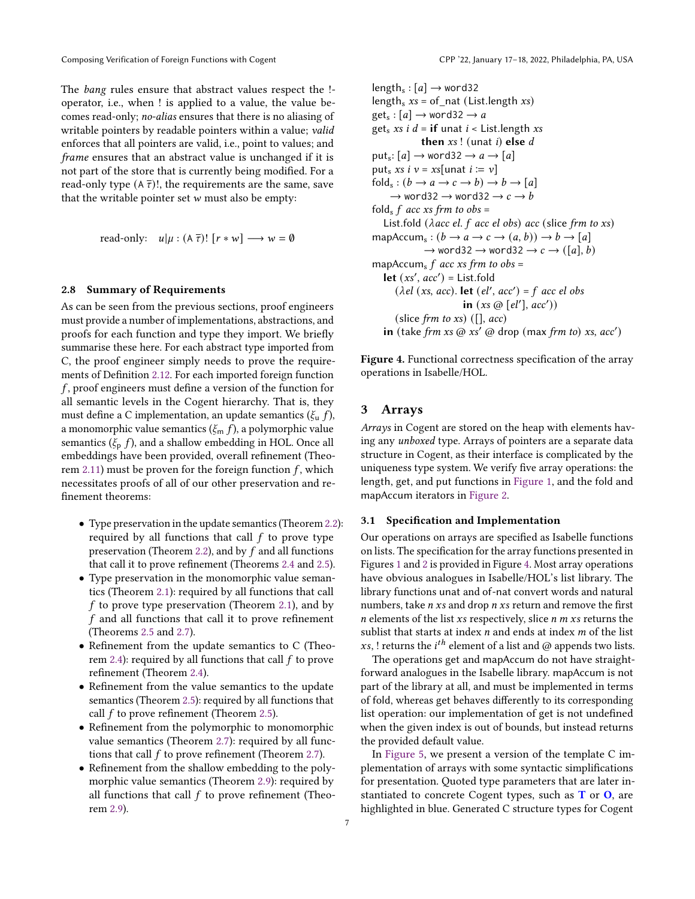The *bang* rules ensure that abstract values respect the !-operator, i.e., when ! is applied to a value, the value becomes read-only; *no-alias* ensures that there is no aliasing of writable pointers by readable pointers within a value; *valid* enforces that all pointers are valid, i.e., point to values; and *frame* ensures that an abstract value is unchanged if it is not part of the store that is currently being modified. For a read-only type $(\mathsf{A}\ \overline{\tau})!$, the requirements are the same, save that the writable pointer set $w$ must also be empty:

$$\text{read-only:} \quad u|\mu : (\mathsf{A}\ \overline{\tau})!\ [r * w] \longrightarrow w = \emptyset$$

### 2.8 Summary of Requirements

As can be seen from the previous sections, proof engineers must provide a number of implementations, abstractions, and proofs for each function and type they import. We briefly summarise these here. For each abstract type imported from C, the proof engineer simply needs to prove the requirements of Definition 2.12. For each imported foreign function $f$, proof engineers must define a version of the function for all semantic levels in the Cogent hierarchy. That is, they must define a C implementation, an update semantics ($\xi_u\ f$), a monomorphic value semantics ($\xi_m\ f$), a polymorphic value semantics ($\xi_p\ f$), and a shallow embedding in HOL. Once all embeddings have been provided, overall refinement (Theorem 2.11) must be proven for the foreign function $f$, which necessitates proofs of all of our other preservation and refinement theorems:

- Type preservation in the update semantics (Theorem 2.2): required by all functions that call $f$ to prove type preservation (Theorem 2.2), and by $f$ and all functions that call it to prove refinement (Theorems 2.4 and 2.5).
- Type preservation in the monomorphic value semantics (Theorem 2.1): required by all functions that call $f$ to prove type preservation (Theorem 2.1), and by $f$ and all functions that call it to prove refinement (Theorems 2.5 and 2.7).
- Refinement from the update semantics to C (Theorem 2.4): required by all functions that call $f$ to prove refinement (Theorem 2.4).
- Refinement from the value semantics to the update semantics (Theorem 2.5): required by all functions that call $f$ to prove refinement (Theorem 2.5).
- Refinement from the polymorphic to monomorphic value semantics (Theorem 2.7): required by all functions that call $f$ to prove refinement (Theorem 2.7).
- Refinement from the shallow embedding to the polymorphic value semantics (Theorem 2.9): required by all functions that call $f$ to prove refinement (Theorem 2.9).

$$
\begin{aligned}
&\mathsf{length_s} : [a] \rightarrow \texttt{word32}\\
&\mathsf{length_s}\ xs = \mathsf{of\_nat}\ (\mathsf{List.length}\ xs)\\
&\mathsf{get_s} : [a] \rightarrow \texttt{word32} \rightarrow a\\
&\mathsf{get_s}\ xs\ i\ d = \textbf{if}\ \mathsf{unat}\ i < \mathsf{List.length}\ xs\\
&\qquad\qquad \textbf{then}\ xs\ !\ (\mathsf{unat}\ i)\ \textbf{else}\ d\\
&\mathsf{put_s} : [a] \rightarrow \texttt{word32} \rightarrow a \rightarrow [a]\\
&\mathsf{put_s}\ xs\ i\ v = xs[\mathsf{unat}\ i := v]\\
&\mathsf{fold_s} : (b \rightarrow a \rightarrow c \rightarrow b) \rightarrow b \rightarrow [a]\\
&\qquad \rightarrow \texttt{word32} \rightarrow \texttt{word32} \rightarrow c \rightarrow b\\
&\mathsf{fold_s}\ f\ acc\ xs\ frm\ to\ obs =\\
&\quad \mathsf{List.fold}\ (\lambda acc\ el.\ f\ acc\ el\ obs)\ acc\ (\mathsf{slice}\ frm\ to\ xs)\\
&\mathsf{mapAccum_s} : (b \rightarrow a \rightarrow c \rightarrow (a, b)) \rightarrow b \rightarrow [a]\\
&\qquad\qquad \rightarrow \texttt{word32} \rightarrow \texttt{word32} \rightarrow c \rightarrow ([a], b)\\
&\mathsf{mapAccum_s}\ f\ acc\ xs\ frm\ to\ obs =\\
&\quad \textbf{let}\ (xs', acc') = \mathsf{List.fold}\\
&\qquad (\lambda el\ (xs, acc).\ \textbf{let}\ (el', acc') = f\ acc\ el\ obs\\
&\qquad\qquad\qquad \textbf{in}\ (xs\ @\ [el'], acc'))\\
&\qquad (\mathsf{slice}\ frm\ to\ xs)\ ([], acc)\\
&\quad \textbf{in}\ (\mathsf{take}\ frm\ xs\ @\ xs'\ @\ \mathsf{drop}\ (\mathsf{max}\ frm\ to)\ xs, acc')
\end{aligned}
$$

**Figure 4.** Functional correctness specification of the array operations in Isabelle/HOL.

## 3 Arrays

*Arrays* in Cogent are stored on the heap with elements having any *unboxed* type. Arrays of pointers are a separate data structure in Cogent, as their interface is complicated by the uniqueness type system. We verify five array operations: the length, get, and put functions in Figure 1, and the fold and mapAccum iterators in Figure 2.

### 3.1 Specification and Implementation

Our operations on arrays are specified as Isabelle functions on lists. The specification for the array functions presented in Figures 1 and 2 is provided in Figure 4. Most array operations have obvious analogues in Isabelle/HOL's list library. The library functions unat and of-nat convert words and natural numbers, take $n$ $xs$ and drop $n$ $xs$ return and remove the first $n$ elements of the list $xs$ respectively, slice $n$ $m$ $xs$ returns the sublist that starts at index $n$ and ends at index $m$ of the list $xs$, ! returns the $i^{th}$ element of a list and @ appends two lists.

The operations get and mapAccum do not have straightforward analogues in the Isabelle library. mapAccum is not part of the library at all, and must be implemented in terms of fold, whereas get behaves differently to its corresponding list operation: our implementation of get is not undefined when the given index is out of bounds, but instead returns the provided default value.

In Figure 5, we present a version of the template C implementation of arrays with some syntactic simplifications for presentation. Quoted type parameters that are later instantiated to concrete Cogent types, such as **T** or **O**, are highlighted in blue. Generated C structure types for Cogent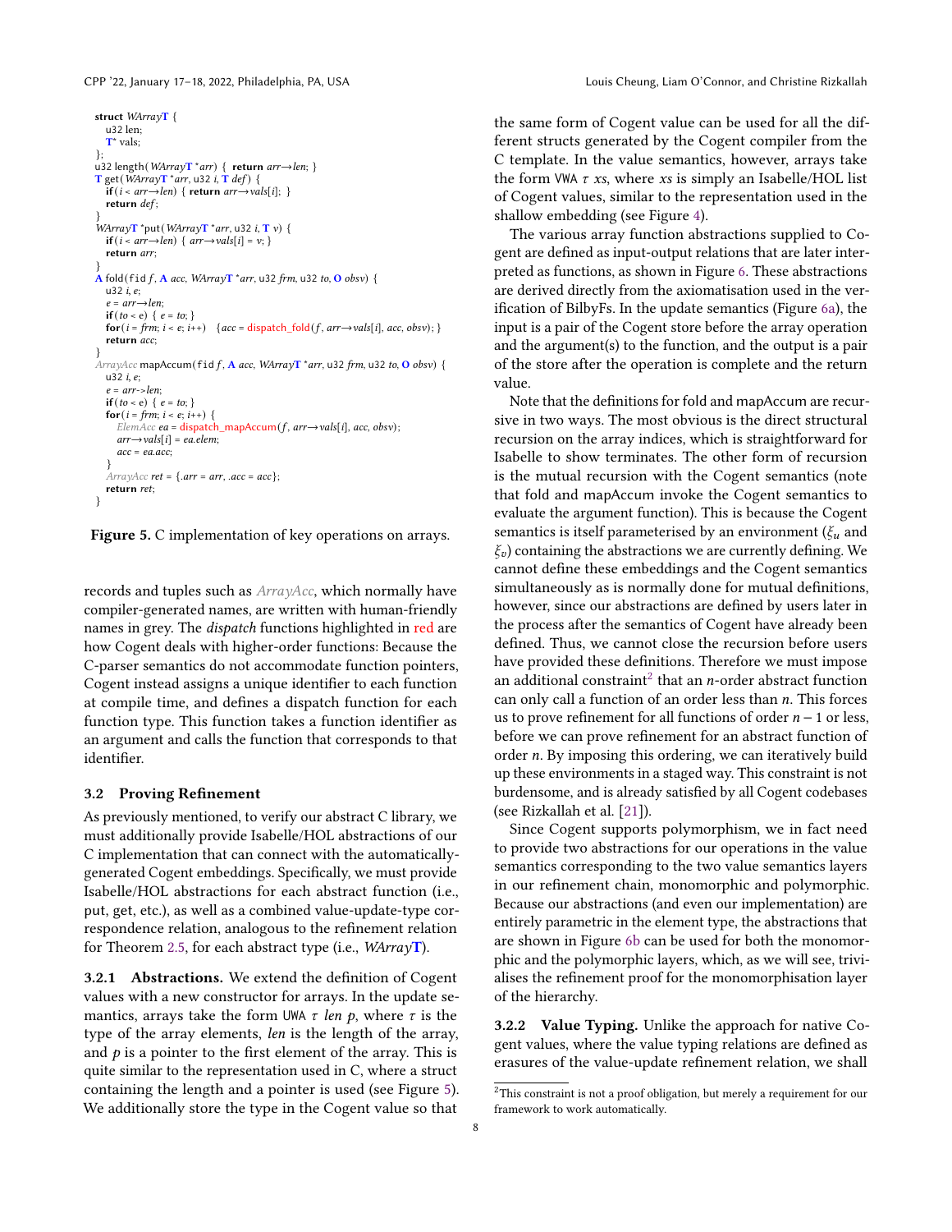```
struct WArrayT {
  u32 len;
  T* vals;
};
u32 length(WArrayT *arr) { return arr→len; }
T get(WArrayT *arr, u32 i, T def) {
  if (i < arr→len) { return arr→vals[i]; }
  return def;
}
WArrayT *put(WArrayT *arr, u32 i, T v) {
  if (i < arr→len) { arr→vals[i] = v; }
  return arr;
}
A fold(fid f, A acc, WArrayT *arr, u32 frm, u32 to, O obsv) {
  u32 i, e;
  e = arr→len;
  if (to < e) { e = to; }
  for (i = frm; i < e; i++)   {acc = dispatch_fold(f, arr→vals[i], acc, obsv); }
  return acc;
}
ArrayAcc mapAccum(fid f, A acc, WArrayT *arr, u32 frm, u32 to, O obsv) {
  u32 i, e;
  e = arr->len;
  if (to < e) { e = to; }
  for (i = frm; i < e; i++) {
    ElemAcc ea = dispatch_mapAccum(f, arr→vals[i], acc, obsv);
    arr→vals[i] = ea.elem;
    acc = ea.acc;
  }
  ArrayAcc ret = {.arr = arr, .acc = acc};
  return ret;
}
```

**Figure 5.** C implementation of key operations on arrays.

records and tuples such as *ArrayAcc*, which normally have compiler-generated names, are written with human-friendly names in grey. The *dispatch* functions highlighted in red are how Cogent deals with higher-order functions: Because the C-parser semantics do not accommodate function pointers, Cogent instead assigns a unique identifier to each function at compile time, and defines a dispatch function for each function type. This function takes a function identifier as an argument and calls the function that corresponds to that identifier.

### 3.2 Proving Refinement

As previously mentioned, to verify our abstract C library, we must additionally provide Isabelle/HOL abstractions of our C implementation that can connect with the automatically-generated Cogent embeddings. Specifically, we must provide Isabelle/HOL abstractions for each abstract function (i.e., put, get, etc.), as well as a combined value-update-type correspondence relation, analogous to the refinement relation for Theorem 2.5, for each abstract type (i.e., *WArray***T**).

**3.2.1 Abstractions.** We extend the definition of Cogent values with a new constructor for arrays. In the update semantics, arrays take the form UWA $\tau$ *len* $p$, where $\tau$ is the type of the array elements, *len* is the length of the array, and $p$ is a pointer to the first element of the array. This is quite similar to the representation used in C, where a struct containing the length and a pointer is used (see Figure 5). We additionally store the type in the Cogent value so that the same form of Cogent value can be used for all the different structs generated by the Cogent compiler from the C template. In the value semantics, however, arrays take the form VWA $\tau$ *xs*, where *xs* is simply an Isabelle/HOL list of Cogent values, similar to the representation used in the shallow embedding (see Figure 4).

The various array function abstractions supplied to Cogent are defined as input-output relations that are later interpreted as functions, as shown in Figure 6. These abstractions are derived directly from the axiomatisation used in the verification of BilbyFs. In the update semantics (Figure 6a), the input is a pair of the Cogent store before the array operation and the argument(s) to the function, and the output is a pair of the store after the operation is complete and the return value.

Note that the definitions for fold and mapAccum are recursive in two ways. The most obvious is the direct structural recursion on the array indices, which is straightforward for Isabelle to show terminates. The other form of recursion is the mutual recursion with the Cogent semantics (note that fold and mapAccum invoke the Cogent semantics to evaluate the argument function). This is because the Cogent semantics is itself parameterised by an environment ($\xi_u$ and $\xi_v$) containing the abstractions we are currently defining. We cannot define these embeddings and the Cogent semantics simultaneously as is normally done for mutual definitions, however, since our abstractions are defined by users later in the process after the semantics of Cogent have already been defined. Thus, we cannot close the recursion before users have provided these definitions. Therefore we must impose an additional constraint[2] that an $n$-order abstract function can only call a function of an order less than $n$. This forces us to prove refinement for all functions of order $n - 1$ or less, before we can prove refinement for an abstract function of order $n$. By imposing this ordering, we can iteratively build up these environments in a staged way. This constraint is not burdensome, and is already satisfied by all Cogent codebases (see Rizkallah et al. [21]).

Since Cogent supports polymorphism, we in fact need to provide two abstractions for our operations in the value semantics corresponding to the two value semantics layers in our refinement chain, monomorphic and polymorphic. Because our abstractions (and even our implementation) are entirely parametric in the element type, the abstractions that are shown in Figure 6b can be used for both the monomorphic and the polymorphic layers, which, as we will see, trivialises the refinement proof for the monomorphisation layer of the hierarchy.

**3.2.2 Value Typing.** Unlike the approach for native Cogent values, where the value typing relations are defined as erasures of the value-update refinement relation, we shall

[2] This constraint is not a proof obligation, but merely a requirement for our framework to work automatically.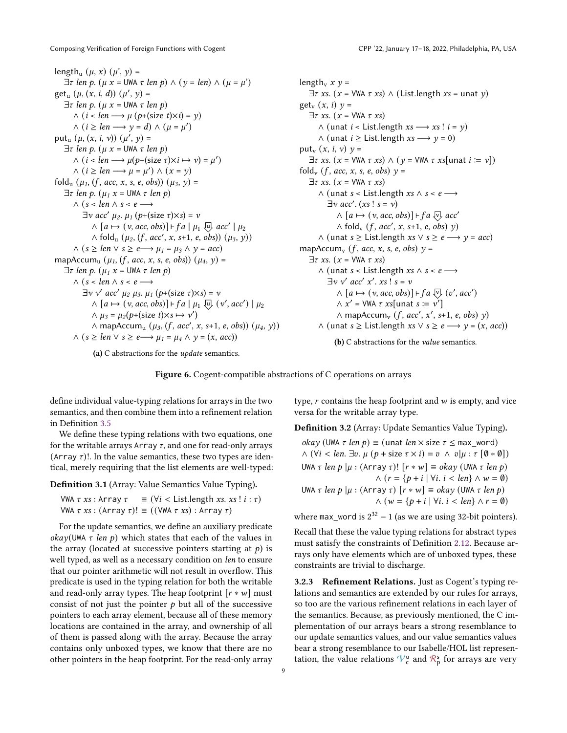$$
\begin{aligned}
&\text{length}_\text{u}\ (\mu, x)\ (\mu', y) = \\
&\quad \exists \tau\ len\ p.\ (\mu\ x = \mathtt{UWA}\ \tau\ len\ p) \land (y = len) \land (\mu = \mu') \\
&\text{get}_\text{u}\ (\mu, (x, i, d))\ (\mu', y) = \\
&\quad \exists \tau\ len\ p.\ (\mu\ x = \mathtt{UWA}\ \tau\ len\ p) \\
&\qquad \land (i < len \longrightarrow \mu\ (p + (\text{size}\ t) \times i) = y) \\
&\qquad \land (i \geq len \longrightarrow y = d) \land (\mu = \mu') \\
&\text{put}_\text{u}\ (\mu, (x, i, v))\ (\mu', y) = \\
&\quad \exists \tau\ len\ p.\ (\mu\ x = \mathtt{UWA}\ \tau\ len\ p) \\
&\qquad \land (i < len \longrightarrow \mu(p + (\text{size}\ \tau) \times i \mapsto v) = \mu') \\
&\qquad \land (i \geq len \longrightarrow \mu = \mu') \land (x = y) \\
&\text{fold}_\text{u}\ (\mu_1, (f, acc, x, s, e, obs))\ (\mu_3, y) = \\
&\quad \exists \tau\ len\ p.\ (\mu_1\ x = \mathtt{UWA}\ \tau\ len\ p) \\
&\qquad \land (s < len \land s < e \longrightarrow \\
&\qquad\quad \exists v\ acc'\ \mu_2.\ \mu_1\ (p + (\text{size}\ \tau) \times s) = v \\
&\qquad\qquad \land [a \mapsto (v, acc, obs)] \vdash f\, a \mid \mu_1 \Downarrow_\text{u} acc' \mid \mu_2 \\
&\qquad\qquad \land \text{fold}_\text{u}\ (\mu_2, (f, acc', x, s{+}1, e, obs))\ (\mu_3, y)) \\
&\qquad \land (s \geq len \lor s \geq e \longrightarrow \mu_1 = \mu_3 \land y = acc) \\
&\text{mapAccum}_\text{u}\ (\mu_1, (f, acc, x, s, e, obs))\ (\mu_4, y) = \\
&\quad \exists \tau\ len\ p.\ (\mu_1\ x = \mathtt{UWA}\ \tau\ len\ p) \\
&\qquad \land (s < len \land s < e \longrightarrow \\
&\qquad\quad \exists v\ v'\ acc'\ \mu_2\ \mu_3.\ \mu_1\ (p + (\text{size}\ \tau) \times s) = v \\
&\qquad\qquad \land [a \mapsto (v, acc, obs)] \vdash f\, a \mid \mu_1 \Downarrow_\text{u} (v', acc') \mid \mu_2 \\
&\qquad\qquad \land \mu_3 = \mu_2 (p + (\text{size}\ t) \times s \mapsto v') \\
&\qquad\qquad \land \text{mapAccum}_\text{u}\ (\mu_3, (f, acc', x, s{+}1, e, obs))\ (\mu_4, y)) \\
&\qquad \land (s \geq len \lor s \geq e \longrightarrow \mu_1 = \mu_4 \land y = (x, acc))
\end{aligned}
$$

**(a)** C abstractions for the *update* semantics.

$$
\begin{aligned}
&\text{length}_\text{v}\ x\ y = \\
&\quad \exists \tau\ xs.\ (x = \mathtt{VWA}\ \tau\ xs) \land (\text{List.length}\ xs = \text{unat}\ y) \\
&\text{get}_\text{v}\ (x, i)\ y = \\
&\quad \exists \tau\ xs.\ (x = \mathtt{VWA}\ \tau\ xs) \\
&\qquad \land (\text{unat}\ i < \text{List.length}\ xs \longrightarrow xs\ !\ i = y) \\
&\qquad \land (\text{unat}\ i \geq \text{List.length}\ xs \longrightarrow y = 0) \\
&\text{put}_\text{v}\ (x, i, v)\ y = \\
&\quad \exists \tau\ xs.\ (x = \mathtt{VWA}\ \tau\ xs) \land (y = \mathtt{VWA}\ \tau\ xs[\text{unat}\ i := v]) \\
&\text{fold}_\text{v}\ (f, acc, x, s, e, obs)\ y = \\
&\quad \exists \tau\ xs.\ (x = \mathtt{VWA}\ \tau\ xs) \\
&\qquad \land (\text{unat}\ s < \text{List.length}\ xs \land s < e \longrightarrow \\
&\qquad\quad \exists v\ acc'.\ (xs\ !\ s = v) \\
&\qquad\qquad \land [a \mapsto (v, acc, obs)] \vdash f\, a \Downarrow_\text{v} acc' \\
&\qquad\qquad \land \text{fold}_\text{v}\ (f, acc', x, s{+}1, e, obs)\ y) \\
&\qquad \land (\text{unat}\ s \geq \text{List.length}\ xs \lor s \geq e \longrightarrow y = acc) \\
&\text{mapAccum}_\text{v}\ (f, acc, x, s, e, obs)\ y = \\
&\quad \exists \tau\ xs.\ (x = \mathtt{VWA}\ \tau\ xs) \\
&\qquad \land (\text{unat}\ s < \text{List.length}\ xs \land s < e \longrightarrow \\
&\qquad\quad \exists v\ v'\ acc'\ x'.\ xs\ !\ s = v \\
&\qquad\qquad \land [a \mapsto (v, acc, obs)] \vdash f\, a \Downarrow_\text{v} (v', acc') \\
&\qquad\qquad \land x' = \mathtt{VWA}\ \tau\ xs[\text{unat}\ s := v'] \\
&\qquad\qquad \land \text{mapAccum}_\text{v}\ (f, acc', x', s{+}1, e, obs)\ y) \\
&\qquad \land (\text{unat}\ s \geq \text{List.length}\ xs \lor s \geq e \longrightarrow y = (x, acc))
\end{aligned}
$$

**(b)** C abstractions for the *value* semantics.

**Figure 6.** Cogent-compatible abstractions of C operations on arrays

define individual value-typing relations for arrays in the two semantics, and then combine them into a refinement relation in Definition 3.5

We define these typing relations with two equations, one for the writable arrays $\mathtt{Array}\ \tau$, and one for read-only arrays $(\mathtt{Array}\ \tau)!$. In the value semantics, these two types are identical, merely requiring that the list elements are well-typed:

**Definition 3.1** (Array: Value Semantics Value Typing).

$$
\begin{aligned}
\mathtt{VWA}\ \tau\ xs : \mathtt{Array}\ \tau \quad &\equiv (\forall i < \text{List.length}\ xs.\ xs\ !\ i : \tau) \\
\mathtt{VWA}\ \tau\ xs : (\mathtt{Array}\ \tau)! &\equiv ((\mathtt{VWA}\ \tau\ xs) : \mathtt{Array}\ \tau)
\end{aligned}
$$

For the update semantics, we define an auxiliary predicate $okay(\mathtt{UWA}\ \tau\ len\ p)$ which states that each of the values in the array (located at successive pointers starting at $p$) is well typed, as well as a necessary condition on $len$ to ensure that our pointer arithmetic will not result in overflow. This predicate is used in the typing relation for both the writable and read-only array types. The heap footprint $[r * w]$ must consist of not just the pointer $p$ but all of the successive pointers to each array element, because all of these memory locations are contained in the array, and ownership of all of them is passed along with the array. Because the array contains only unboxed types, we know that there are no other pointers in the heap footprint. For the read-only array type, $r$ contains the heap footprint and $w$ is empty, and vice versa for the writable array type.

**Definition 3.2** (Array: Update Semantics Value Typing).

$$
\begin{aligned}
&okay\ (\mathtt{UWA}\ \tau\ len\ p) \equiv (\text{unat}\ len \times \text{size}\ \tau \leq \mathtt{max\_word}) \\
&\land (\forall i < len.\ \exists v.\ \mu\ (p + \text{size}\ \tau \times i) = v\ \land\ v|\mu : \tau\ [\emptyset * \emptyset]) \\
&\mathtt{UWA}\ \tau\ len\ p\ |\mu : (\mathtt{Array}\ \tau)!\ [r * w] \equiv okay\ (\mathtt{UWA}\ \tau\ len\ p) \\
&\qquad\qquad \land (r = \{p + i \mid \forall i.\ i < len\} \land w = \emptyset) \\
&\mathtt{UWA}\ \tau\ len\ p\ |\mu : (\mathtt{Array}\ \tau)\ [r * w] \equiv okay\ (\mathtt{UWA}\ \tau\ len\ p) \\
&\qquad\qquad \land (w = \{p + i \mid \forall i.\ i < len\} \land r = \emptyset)
\end{aligned}
$$

where max_word is $2^{32} - 1$ (as we are using 32-bit pointers).

Recall that these the value typing relations for abstract types must satisfy the constraints of Definition 2.12. Because arrays only have elements which are of unboxed types, these constraints are trivial to discharge.

#### 3.2.3 Refinement Relations.

Just as Cogent's typing relations and semantics are extended by our rules for arrays, so too are the various refinement relations in each layer of the semantics. Because, as previously mentioned, the C implementation of our arrays bears a strong resemblance to our update semantics values, and our value semantics values bear a strong resemblance to our Isabelle/HOL list representation, the value relations $\mathcal{V}^\text{u}_\text{c}$ and $\mathcal{R}^\text{s}_\text{p}$ for arrays are very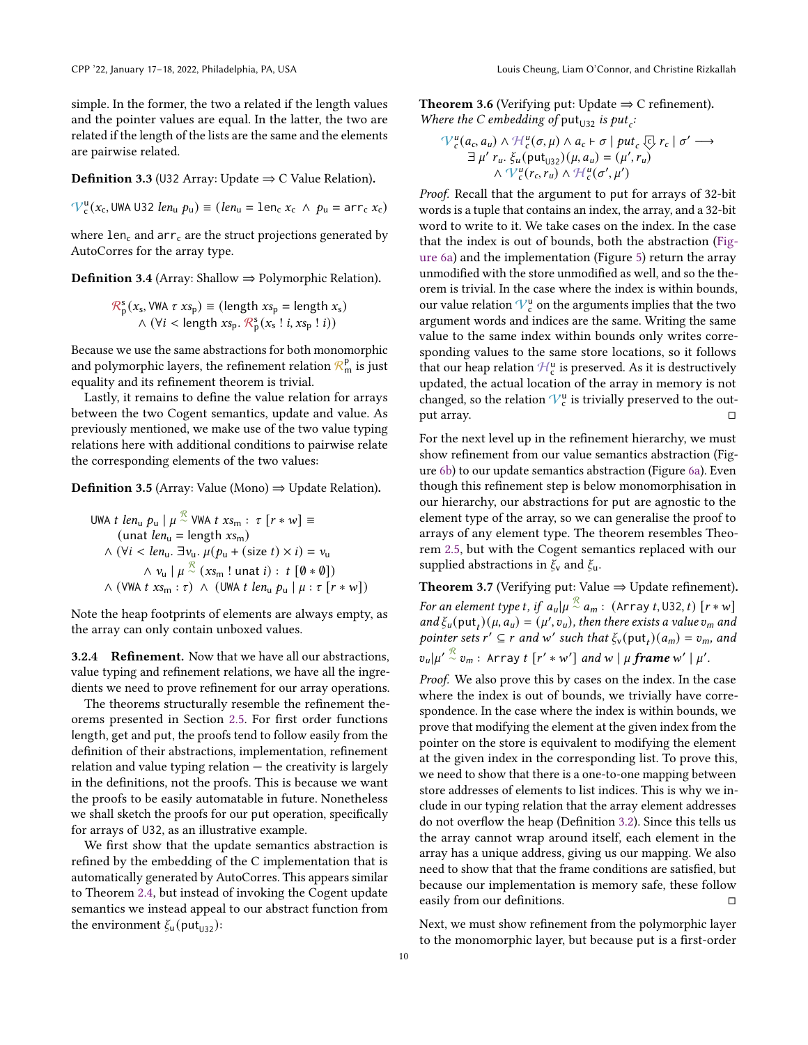simple. In the former, the two a related if the length values and the pointer values are equal. In the latter, the two are related if the length of the lists are the same and the elements are pairwise related.

**Definition 3.3** (U32 Array: Update ⟹ C Value Relation)**.**

$$\mathcal{V}^{\mathsf{u}}_{\mathsf{c}}(x_{\mathsf{c}}, \mathsf{UWA\ U32}\ len_{\mathsf{u}}\ p_{\mathsf{u}}) \equiv (len_{\mathsf{u}} = \mathtt{len}_{\mathsf{c}}\ x_{\mathsf{c}} \ \wedge\ p_{\mathsf{u}} = \mathtt{arr}_{\mathsf{c}}\ x_{\mathsf{c}})$$

where $\mathtt{len}_{\mathsf{c}}$ and $\mathtt{arr}_{\mathsf{c}}$ are the struct projections generated by AutoCorres for the array type.

**Definition 3.4** (Array: Shallow ⟹ Polymorphic Relation)**.**

$$\begin{aligned}\mathcal{R}^{\mathsf{s}}_{\mathsf{p}}(x_{\mathsf{s}}, \mathsf{VWA}\ \tau\ xs_{\mathsf{p}}) \equiv\ & (\text{length}\ xs_{\mathsf{p}} = \text{length}\ x_{\mathsf{s}}) \\ & \wedge (\forall i < \text{length}\ xs_{\mathsf{p}}.\ \mathcal{R}^{\mathsf{s}}_{\mathsf{p}}(x_{\mathsf{s}}\ !\ i, xs_{\mathsf{p}}\ !\ i))\end{aligned}$$

Because we use the same abstractions for both monomorphic and polymorphic layers, the refinement relation $\mathcal{R}^{\mathsf{p}}_{\mathsf{m}}$ is just equality and its refinement theorem is trivial.

Lastly, it remains to define the value relation for arrays between the two Cogent semantics, update and value. As previously mentioned, we make use of the two value typing relations here with additional conditions to pairwise relate the corresponding elements of the two values:

**Definition 3.5** (Array: Value (Mono) ⟹ Update Relation)**.**

$$\begin{aligned}&\mathsf{UWA}\ t\ len_{\mathsf{u}}\ p_{\mathsf{u}} \mid \mu \overset{\mathcal{R}}{\sim} \mathsf{VWA}\ t\ xs_{\mathsf{m}} :\ \tau\ [r * w] \equiv \\ &\quad (\text{unat}\ len_{\mathsf{u}} = \text{length}\ xs_{\mathsf{m}}) \\ &\wedge (\forall i < len_{\mathsf{u}}.\ \exists v_{\mathsf{u}}.\ \mu(p_{\mathsf{u}} + (\text{size}\ t) \times i) = v_{\mathsf{u}} \\ &\qquad \wedge v_{\mathsf{u}} \mid \mu \overset{\mathcal{R}}{\sim} (xs_{\mathsf{m}}\ !\ \text{unat}\ i) :\ t\ [\emptyset * \emptyset]) \\ &\wedge (\mathsf{VWA}\ t\ xs_{\mathsf{m}} : \tau)\ \wedge\ (\mathsf{UWA}\ t\ len_{\mathsf{u}}\ p_{\mathsf{u}} \mid \mu : \tau\ [r * w])\end{aligned}$$

Note the heap footprints of elements are always empty, as the array can only contain unboxed values.

#### 3.2.4 Refinement.

Now that we have all our abstractions, value typing and refinement relations, we have all the ingredients we need to prove refinement for our array operations.

The theorems structurally resemble the refinement theorems presented in Section 2.5. For first order functions length, get and put, the proofs tend to follow easily from the definition of their abstractions, implementation, refinement relation and value typing relation — the creativity is largely in the definitions, not the proofs. This is because we want the proofs to be easily automatable in future. Nonetheless we shall sketch the proofs for our put operation, specifically for arrays of U32, as an illustrative example.

We first show that the update semantics abstraction is refined by the embedding of the C implementation that is automatically generated by AutoCorres. This appears similar to Theorem 2.4, but instead of invoking the Cogent update semantics we instead appeal to our abstract function from the environment $\xi_{\mathsf{u}}(\text{put}_{\mathsf{U32}})$:

**Theorem 3.6** (Verifying put: Update ⟹ C refinement)**.** *Where the C embedding of* $\text{put}_{\mathsf{U32}}$ *is* $put_c$*:*

$$\begin{aligned}\mathcal{V}^{u}_{c}(a_c, a_u) \wedge \mathcal{H}^{u}_{c}(\sigma, \mu) \wedge a_c \vdash \sigma \mid put_c \Downarrow_{\mathsf{c}} r_c \mid \sigma' \longrightarrow \\ \exists\ \mu'\ r_u.\ \xi_u(\text{put}_{\mathsf{U32}})(\mu, a_u) = (\mu', r_u) \\ \wedge\ \mathcal{V}^{u}_{c}(r_c, r_u) \wedge \mathcal{H}^{u}_{c}(\sigma', \mu')\end{aligned}$$

*Proof.* Recall that the argument to put for arrays of 32-bit words is a tuple that contains an index, the array, and a 32-bit word to write to it. We take cases on the index. In the case that the index is out of bounds, both the abstraction (Figure 6a) and the implementation (Figure 5) return the array unmodified with the store unmodified as well, and so the theorem is trivial. In the case where the index is within bounds, our value relation $\mathcal{V}^{\mathsf{u}}_{\mathsf{c}}$ on the arguments implies that the two argument words and indices are the same. Writing the same value to the same index within bounds only writes corresponding values to the same store locations, so it follows that our heap relation $\mathcal{H}^{\mathsf{u}}_{\mathsf{c}}$ is preserved. As it is destructively updated, the actual location of the array in memory is not changed, so the relation $\mathcal{V}^{\mathsf{u}}_{\mathsf{c}}$ is trivially preserved to the output array. □

For the next level up in the refinement hierarchy, we must show refinement from our value semantics abstraction (Figure 6b) to our update semantics abstraction (Figure 6a). Even though this refinement step is below monomorphisation in our hierarchy, our abstractions for put are agnostic to the element type of the array, so we can generalise the proof to arrays of any element type. The theorem resembles Theorem 2.5, but with the Cogent semantics replaced with our supplied abstractions in $\xi_{\mathsf{v}}$ and $\xi_{\mathsf{u}}$.

**Theorem 3.7** (Verifying put: Value ⟹ Update refinement)**.** *For an element type t, if* $a_u|\mu \overset{\mathcal{R}}{\sim} a_m :\ (\mathtt{Array}\ t, \mathtt{U32}, t)\ [r * w]$ *and* $\xi_u(\text{put}_t)(\mu, a_u) = (\mu', v_u)$*, then there exists a value* $v_m$ *and pointer sets* $r' \subseteq r$ *and* $w'$ *such that* $\xi_{\mathsf{v}}(\text{put}_t)(a_m) = v_m$*, and* $v_u|\mu' \overset{\mathcal{R}}{\sim} v_m :\ \mathtt{Array}\ t\ [r' * w']$ *and* $w \mid \mu\ \textbf{\textit{frame}}\ w' \mid \mu'$*.*

*Proof.* We also prove this by cases on the index. In the case where the index is out of bounds, we trivially have correspondence. In the case where the index is within bounds, we prove that modifying the element at the given index from the pointer on the store is equivalent to modifying the element at the given index in the corresponding list. To prove this, we need to show that there is a one-to-one mapping between store addresses of elements to list indices. This is why we include in our typing relation that the array element addresses do not overflow the heap (Definition 3.2). Since this tells us the array cannot wrap around itself, each element in the array has a unique address, giving us our mapping. We also need to show that that the frame conditions are satisfied, but because our implementation is memory safe, these follow easily from our definitions. □

Next, we must show refinement from the polymorphic layer to the monomorphic layer, but because put is a first-order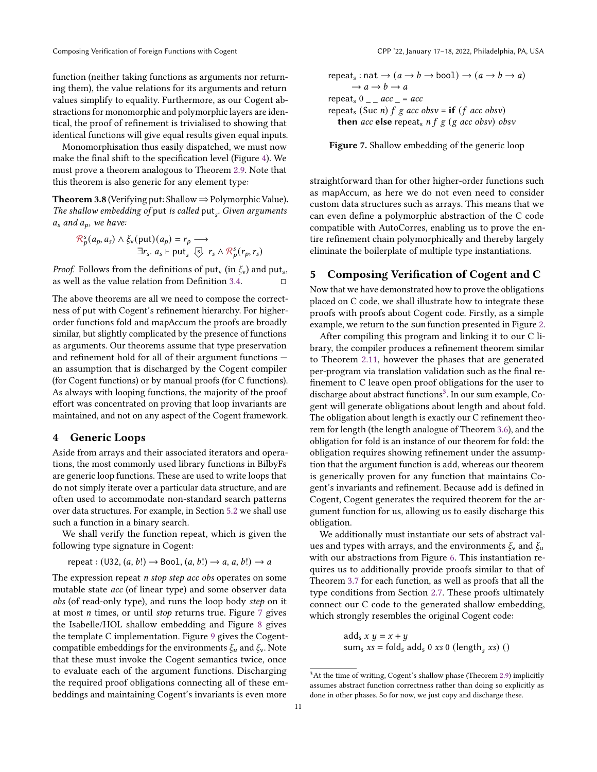function (neither taking functions as arguments nor returning them), the value relations for its arguments and return values simplify to equality. Furthermore, as our Cogent abstractions for monomorphic and polymorphic layers are identical, the proof of refinement is trivialised to showing that identical functions will give equal results given equal inputs.

Monomorphisation thus easily dispatched, we must now make the final shift to the specification level (Figure 4). We must prove a theorem analogous to Theorem 2.9. Note that this theorem is also generic for any element type:

**Theorem 3.8** (Verifying put: Shallow ⇒ Polymorphic Value). *The shallow embedding of* put *is called* $\text{put}_s$. *Given arguments* $a_s$ *and* $a_p$, *we have:*

$$\mathcal{R}^s_p(a_p, a_s) \wedge \xi_v(\text{put})(a_p) = r_p \longrightarrow \exists r_s.\ a_s \vdash \text{put}_s \overset{s}{\Downarrow} r_s \wedge \mathcal{R}^s_p(r_p, r_s)$$

*Proof.* Follows from the definitions of $\text{put}_v$ (in $\xi_v$) and $\text{put}_s$, as well as the value relation from Definition 3.4. □

The above theorems are all we need to compose the correctness of put with Cogent's refinement hierarchy. For higher-order functions fold and mapAccum the proofs are broadly similar, but slightly complicated by the presence of functions as arguments. Our theorems assume that type preservation and refinement hold for all of their argument functions — an assumption that is discharged by the Cogent compiler (for Cogent functions) or by manual proofs (for C functions). As always with looping functions, the majority of the proof effort was concentrated on proving that loop invariants are maintained, and not on any aspect of the Cogent framework.

## 4 Generic Loops

Aside from arrays and their associated iterators and operations, the most commonly used library functions in BilbyFs are generic loop functions. These are used to write loops that do not simply iterate over a particular data structure, and are often used to accommodate non-standard search patterns over data structures. For example, in Section 5.2 we shall use such a function in a binary search.

We shall verify the function repeat, which is given the following type signature in Cogent:

$$\text{repeat} : (\text{U32}, (a, b!) \rightarrow \text{Bool}, (a, b!) \rightarrow a, a, b!) \rightarrow a$$

The expression repeat *n stop step acc obs* operates on some mutable state *acc* (of linear type) and some observer data *obs* (of read-only type), and runs the loop body *step* on it at most *n* times, or until *stop* returns true. Figure 7 gives the Isabelle/HOL shallow embedding and Figure 8 gives the template C implementation. Figure 9 gives the Cogent-compatible embeddings for the environments $\xi_u$ and $\xi_v$. Note that these must invoke the Cogent semantics twice, once to evaluate each of the argument functions. Discharging the required proof obligations connecting all of these embeddings and maintaining Cogent's invariants is even more

$$\begin{aligned}
&\text{repeat}_s : \text{nat} \rightarrow (a \rightarrow b \rightarrow \text{bool}) \rightarrow (a \rightarrow b \rightarrow a) \\
&\qquad \rightarrow a \rightarrow b \rightarrow a \\
&\text{repeat}_s\ 0\ \_\ \_\ acc\ \_ = acc \\
&\text{repeat}_s\ (\text{Suc}\ n)\ f\ g\ acc\ obsv = \textbf{if}\ (f\ acc\ obsv) \\
&\quad \textbf{then}\ acc\ \textbf{else}\ \text{repeat}_s\ n\ f\ g\ (g\ acc\ obsv)\ obsv
\end{aligned}$$

**Figure 7.** Shallow embedding of the generic loop

straightforward than for other higher-order functions such as mapAccum, as here we do not even need to consider custom data structures such as arrays. This means that we can even define a polymorphic abstraction of the C code compatible with AutoCorres, enabling us to prove the entire refinement chain polymorphically and thereby largely eliminate the boilerplate of multiple type instantiations.

## 5 Composing Verification of Cogent and C

Now that we have demonstrated how to prove the obligations placed on C code, we shall illustrate how to integrate these proofs with proofs about Cogent code. Firstly, as a simple example, we return to the sum function presented in Figure 2.

After compiling this program and linking it to our C library, the compiler produces a refinement theorem similar to Theorem 2.11, however the phases that are generated per-program via translation validation such as the final refinement to C leave open proof obligations for the user to discharge about abstract functions[3]. In our sum example, Cogent will generate obligations about length and about fold. The obligation about length is exactly our C refinement theorem for length (the length analogue of Theorem 3.6), and the obligation for fold is an instance of our theorem for fold: the obligation requires showing refinement under the assumption that the argument function is add, whereas our theorem is generically proven for any function that maintains Cogent's invariants and refinement. Because add is defined in Cogent, Cogent generates the required theorem for the argument function for us, allowing us to easily discharge this obligation.

We additionally must instantiate our sets of abstract values and types with arrays, and the environments $\xi_v$ and $\xi_u$ with our abstractions from Figure 6. This instantiation requires us to additionally provide proofs similar to that of Theorem 3.7 for each function, as well as proofs that all the type conditions from Section 2.7. These proofs ultimately connect our C code to the generated shallow embedding, which strongly resembles the original Cogent code:

$$\begin{aligned}
&\text{add}_s\ x\ y = x + y \\
&\text{sum}_s\ xs = \text{fold}_s\ \text{add}_s\ 0\ xs\ 0\ (\text{length}_s\ xs)\ ()
\end{aligned}$$

[3] At the time of writing, Cogent's shallow phase (Theorem 2.9) implicitly assumes abstract function correctness rather than doing so explicitly as done in other phases. So for now, we just copy and discharge these.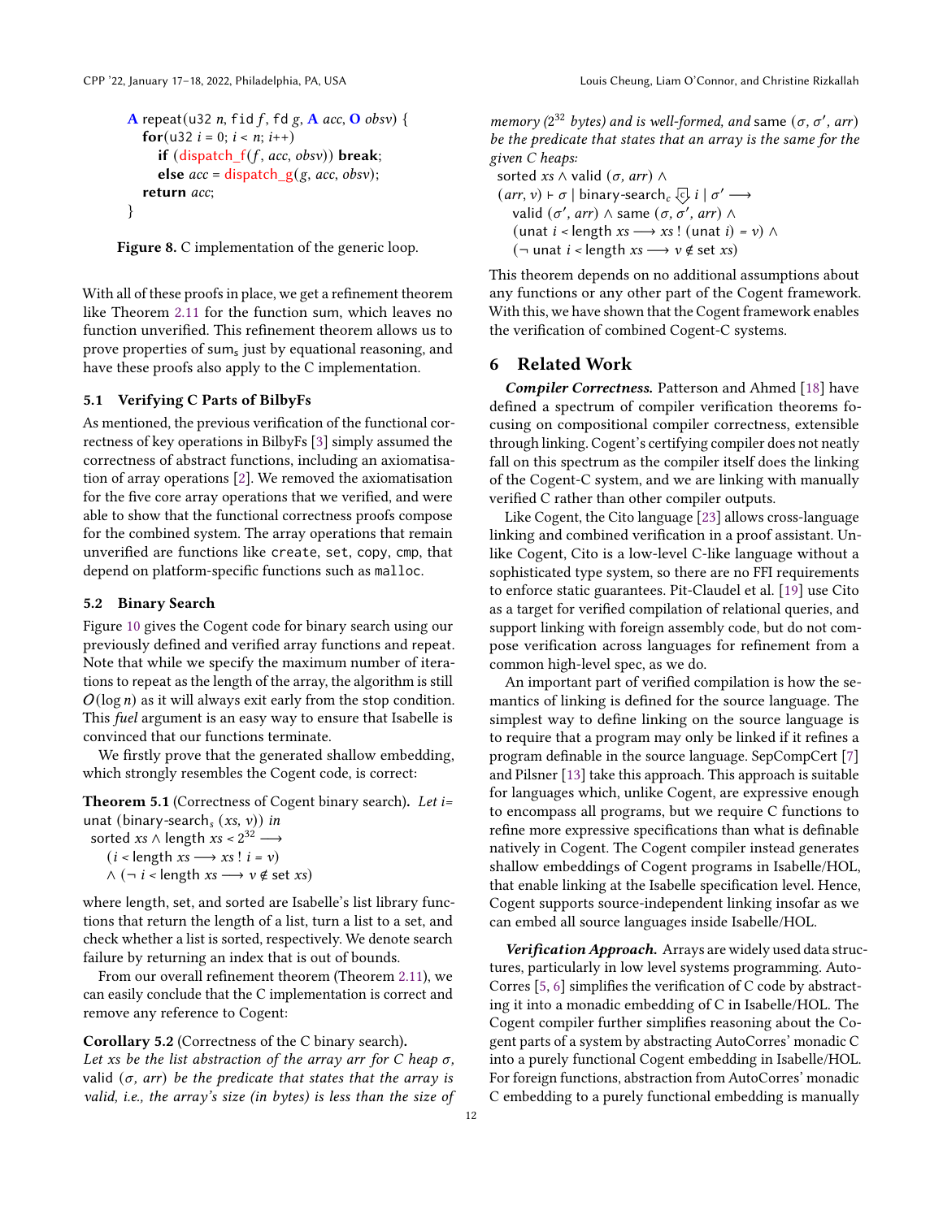```
A repeat(u32 n, fid f, fd g, A acc, O obsv) {
  for(u32 i = 0; i < n; i++)
    if (dispatch_f(f, acc, obsv)) break;
    else acc = dispatch_g(g, acc, obsv);
  return acc;
}
```

**Figure 8.** C implementation of the generic loop.

With all of these proofs in place, we get a refinement theorem like Theorem 2.11 for the function sum, which leaves no function unverified. This refinement theorem allows us to prove properties of $\text{sum}_s$ just by equational reasoning, and have these proofs also apply to the C implementation.

### 5.1 Verifying C Parts of BilbyFs

As mentioned, the previous verification of the functional correctness of key operations in BilbyFs [3] simply assumed the correctness of abstract functions, including an axiomatisation of array operations [2]. We removed the axiomatisation for the five core array operations that we verified, and were able to show that the functional correctness proofs compose for the combined system. The array operations that remain unverified are functions like `create`, `set`, `copy`, `cmp`, that depend on platform-specific functions such as `malloc`.

### 5.2 Binary Search

Figure 10 gives the Cogent code for binary search using our previously defined and verified array functions and repeat. Note that while we specify the maximum number of iterations to repeat as the length of the array, the algorithm is still $O(\log n)$ as it will always exit early from the stop condition. This *fuel* argument is an easy way to ensure that Isabelle is convinced that our functions terminate.

We firstly prove that the generated shallow embedding, which strongly resembles the Cogent code, is correct:

**Theorem 5.1** (Correctness of Cogent binary search)**.** *Let* $i = \text{unat}\ (\text{binary-search}_s\ (xs, v))$ *in*

$$\text{sorted}\ xs \wedge \text{length}\ xs < 2^{32} \longrightarrow$$
$$(i < \text{length}\ xs \longrightarrow xs\ !\ i = v)$$
$$\wedge\ (\neg\ i < \text{length}\ xs \longrightarrow v \notin \text{set}\ xs)$$

where length, set, and sorted are Isabelle's list library functions that return the length of a list, turn a list to a set, and check whether a list is sorted, respectively. We denote search failure by returning an index that is out of bounds.

From our overall refinement theorem (Theorem 2.11), we can easily conclude that the C implementation is correct and remove any reference to Cogent:

**Corollary 5.2** (Correctness of the C binary search)**.** *Let xs be the list abstraction of the array arr for C heap $\sigma$,* valid $(\sigma, arr)$ *be the predicate that states that the array is valid, i.e., the array's size (in bytes) is less than the size of memory ($2^{32}$ bytes) and is well-formed, and* same $(\sigma, \sigma', arr)$ *be the predicate that states that an array is the same for the given C heaps:*

$$\text{sorted}\ xs \wedge \text{valid}\ (\sigma, arr) \wedge$$
$$(arr, v) \vdash \sigma \mid \text{binary-search}_c \Downarrow_c i \mid \sigma' \longrightarrow$$
$$\text{valid}\ (\sigma', arr) \wedge \text{same}\ (\sigma, \sigma', arr) \wedge$$
$$(\text{unat}\ i < \text{length}\ xs \longrightarrow xs\ !\ (\text{unat}\ i) = v) \wedge$$
$$(\neg\ \text{unat}\ i < \text{length}\ xs \longrightarrow v \notin \text{set}\ xs)$$

This theorem depends on no additional assumptions about any functions or any other part of the Cogent framework. With this, we have shown that the Cogent framework enables the verification of combined Cogent-C systems.

## 6 Related Work

***Compiler Correctness.*** Patterson and Ahmed [18] have defined a spectrum of compiler verification theorems focusing on compositional compiler correctness, extensible through linking. Cogent's certifying compiler does not neatly fall on this spectrum as the compiler itself does the linking of the Cogent-C system, and we are linking with manually verified C rather than other compiler outputs.

Like Cogent, the Cito language [23] allows cross-language linking and combined verification in a proof assistant. Unlike Cogent, Cito is a low-level C-like language without a sophisticated type system, so there are no FFI requirements to enforce static guarantees. Pit-Claudel et al. [19] use Cito as a target for verified compilation of relational queries, and support linking with foreign assembly code, but do not compose verification across languages for refinement from a common high-level spec, as we do.

An important part of verified compilation is how the semantics of linking is defined for the source language. The simplest way to define linking on the source language is to require that a program may only be linked if it refines a program definable in the source language. SepCompCert [7] and Pilsner [13] take this approach. This approach is suitable for languages which, unlike Cogent, are expressive enough to encompass all programs, but we require C functions to refine more expressive specifications than what is definable natively in Cogent. The Cogent compiler instead generates shallow embeddings of Cogent programs in Isabelle/HOL, that enable linking at the Isabelle specification level. Hence, Cogent supports source-independent linking insofar as we can embed all source languages inside Isabelle/HOL.

***Verification Approach.*** Arrays are widely used data structures, particularly in low level systems programming. AutoCorres [5, 6] simplifies the verification of C code by abstracting it into a monadic embedding of C in Isabelle/HOL. The Cogent compiler further simplifies reasoning about the Cogent parts of a system by abstracting AutoCorres' monadic C into a purely functional Cogent embedding in Isabelle/HOL. For foreign functions, abstraction from AutoCorres' monadic C embedding to a purely functional embedding is manually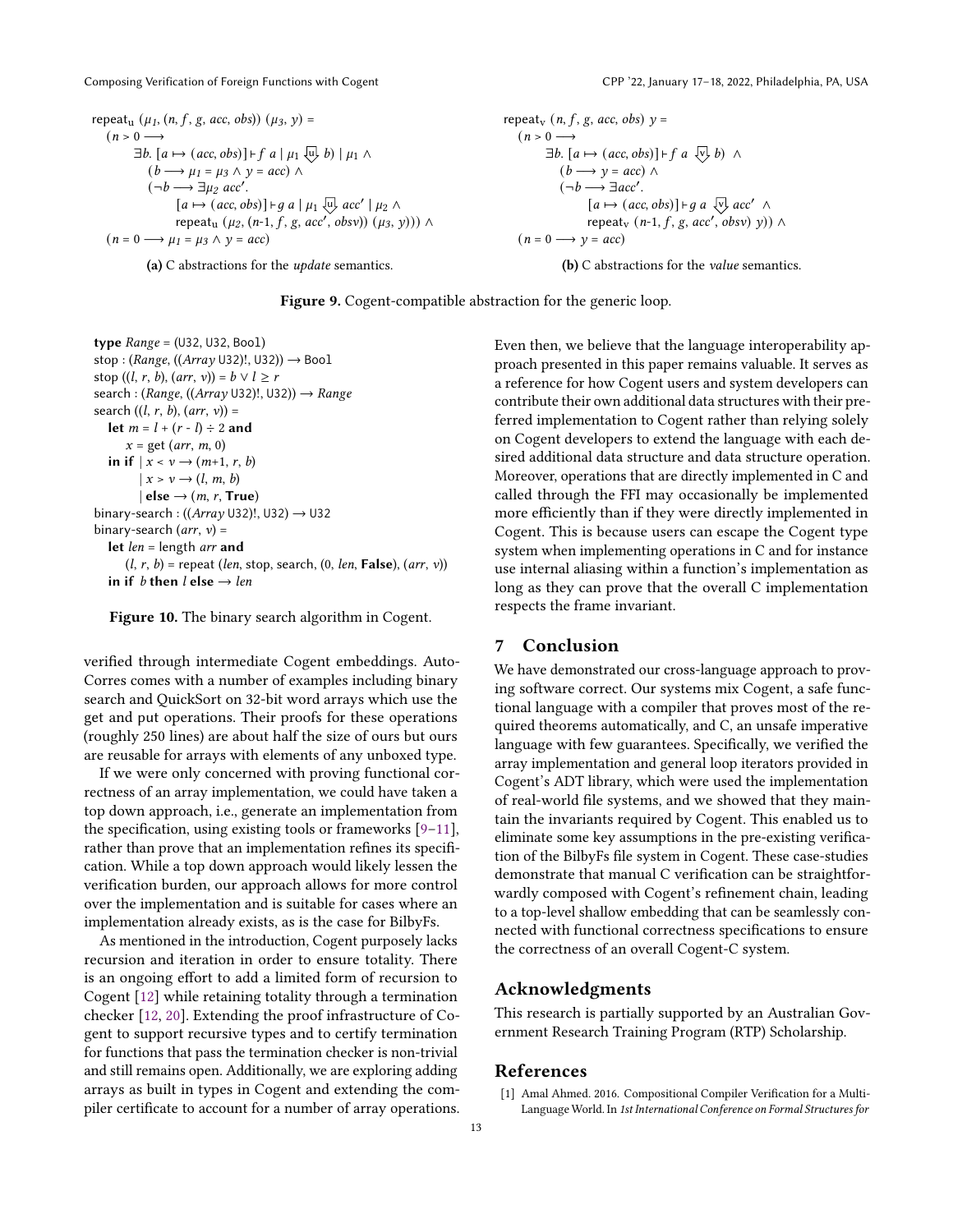$$
\begin{array}{l}
\text{repeat}_u\ (\mu_1, (n, f, g, acc, obs))\ (\mu_3, y) = \\
\quad (n > 0 \longrightarrow \\
\qquad \exists b.\ [a \mapsto (acc, obs)] \vdash f\ a \mid \mu_1 \Downarrow_u b) \mid \mu_1 \land \\
\qquad\quad (b \longrightarrow \mu_1 = \mu_3 \land y = acc) \land \\
\qquad\quad (\neg b \longrightarrow \exists \mu_2\ acc'. \\
\qquad\qquad [a \mapsto (acc, obs)] \vdash g\ a \mid \mu_1 \Downarrow_u acc' \mid \mu_2 \land \\
\qquad\qquad \text{repeat}_u\ (\mu_2, (n\text{-}1, f, g, acc', obsv))\ (\mu_3, y))) \land \\
\quad (n = 0 \longrightarrow \mu_1 = \mu_3 \land y = acc)
\end{array}
$$

(a) C abstractions for the *update* semantics.

$$
\begin{array}{l}
\text{repeat}_v\ (n, f, g, acc, obs)\ y = \\
\quad (n > 0 \longrightarrow \\
\qquad \exists b.\ [a \mapsto (acc, obs)] \vdash f\ a \Downarrow_v b) \land \\
\qquad\quad (b \longrightarrow y = acc) \land \\
\qquad\quad (\neg b \longrightarrow \exists acc'. \\
\qquad\qquad [a \mapsto (acc, obs)] \vdash g\ a \Downarrow_v acc' \land \\
\qquad\qquad \text{repeat}_v\ (n\text{-}1, f, g, acc', obsv)\ y)) \land \\
\quad (n = 0 \longrightarrow y = acc)
\end{array}
$$

(b) C abstractions for the *value* semantics.

**Figure 9.** Cogent-compatible abstraction for the generic loop.

```
type Range = (U32, U32, Bool)
stop : (Range, ((Array U32)!, U32)) → Bool
stop ((l, r, b), (arr, v)) = b ∨ l ≥ r
search : (Range, ((Array U32)!, U32)) → Range
search ((l, r, b), (arr, v)) =
  let m = l + (r - l) ÷ 2 and
      x = get (arr, m, 0)
  in if | x < v → (m+1, r, b)
        | x > v → (l, m, b)
        | else → (m, r, True)
binary-search : ((Array U32)!, U32) → U32
binary-search (arr, v) =
  let len = length arr and
      (l, r, b) = repeat (len, stop, search, (0, len, False), (arr, v))
  in if b then l else → len
```

**Figure 10.** The binary search algorithm in Cogent.

verified through intermediate Cogent embeddings. AutoCorres comes with a number of examples including binary search and QuickSort on 32-bit word arrays which use the get and put operations. Their proofs for these operations (roughly 250 lines) are about half the size of ours but ours are reusable for arrays with elements of any unboxed type.

If we were only concerned with proving functional correctness of an array implementation, we could have taken a top down approach, i.e., generate an implementation from the specification, using existing tools or frameworks [9–11], rather than prove that an implementation refines its specification. While a top down approach would likely lessen the verification burden, our approach allows for more control over the implementation and is suitable for cases where an implementation already exists, as is the case for BilbyFs.

As mentioned in the introduction, Cogent purposely lacks recursion and iteration in order to ensure totality. There is an ongoing effort to add a limited form of recursion to Cogent [12] while retaining totality through a termination checker [12, 20]. Extending the proof infrastructure of Cogent to support recursive types and to certify termination for functions that pass the termination checker is non-trivial and still remains open. Additionally, we are exploring adding arrays as built in types in Cogent and extending the compiler certificate to account for a number of array operations. Even then, we believe that the language interoperability approach presented in this paper remains valuable. It serves as a reference for how Cogent users and system developers can contribute their own additional data structures with their preferred implementation to Cogent rather than relying solely on Cogent developers to extend the language with each desired additional data structure and data structure operation. Moreover, operations that are directly implemented in C and called through the FFI may occasionally be implemented more efficiently than if they were directly implemented in Cogent. This is because users can escape the Cogent type system when implementing operations in C and for instance use internal aliasing within a function's implementation as long as they can prove that the overall C implementation respects the frame invariant.

## 7 Conclusion

We have demonstrated our cross-language approach to proving software correct. Our systems mix Cogent, a safe functional language with a compiler that proves most of the required theorems automatically, and C, an unsafe imperative language with few guarantees. Specifically, we verified the array implementation and general loop iterators provided in Cogent's ADT library, which were used the implementation of real-world file systems, and we showed that they maintain the invariants required by Cogent. This enabled us to eliminate some key assumptions in the pre-existing verification of the BilbyFs file system in Cogent. These case-studies demonstrate that manual C verification can be straightforwardly composed with Cogent's refinement chain, leading to a top-level shallow embedding that can be seamlessly connected with functional correctness specifications to ensure the correctness of an overall Cogent-C system.

## Acknowledgments

This research is partially supported by an Australian Government Research Training Program (RTP) Scholarship.

## References

[1] Amal Ahmed. 2016. Compositional Compiler Verification for a Multi-Language World. In *1st International Conference on Formal Structures for*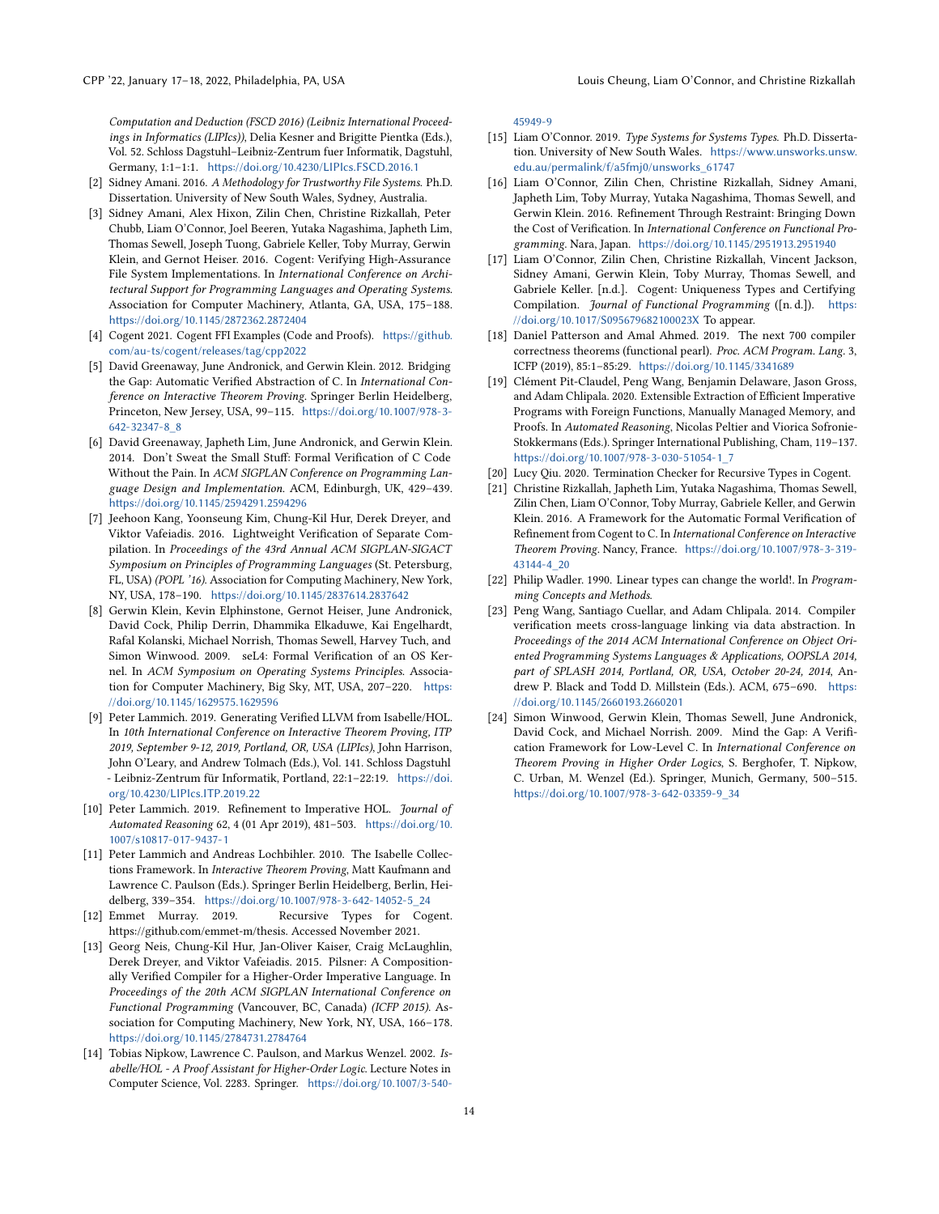Computation and Deduction (FSCD 2016) (Leibniz International Proceedings in Informatics (LIPIcs))*, Delia Kesner and Brigitte Pientka (Eds.), Vol. 52. Schloss Dagstuhl–Leibniz-Zentrum fuer Informatik, Dagstuhl, Germany, 1:1–1:1. https://doi.org/10.4230/LIPIcs.FSCD.2016.1

[2] Sidney Amani. 2016. *A Methodology for Trustworthy File Systems.* Ph.D. Dissertation. University of New South Wales, Sydney, Australia.

[3] Sidney Amani, Alex Hixon, Zilin Chen, Christine Rizkallah, Peter Chubb, Liam O'Connor, Joel Beeren, Yutaka Nagashima, Japheth Lim, Thomas Sewell, Joseph Tuong, Gabriele Keller, Toby Murray, Gerwin Klein, and Gernot Heiser. 2016. Cogent: Verifying High-Assurance File System Implementations. In *International Conference on Architectural Support for Programming Languages and Operating Systems.* Association for Computer Machinery, Atlanta, GA, USA, 175–188. https://doi.org/10.1145/2872362.2872404

[4] Cogent 2021. Cogent FFI Examples (Code and Proofs). https://github.com/au-ts/cogent/releases/tag/cpp2022

[5] David Greenaway, June Andronick, and Gerwin Klein. 2012. Bridging the Gap: Automatic Verified Abstraction of C. In *International Conference on Interactive Theorem Proving.* Springer Berlin Heidelberg, Princeton, New Jersey, USA, 99–115. https://doi.org/10.1007/978-3-642-32347-8_8

[6] David Greenaway, Japheth Lim, June Andronick, and Gerwin Klein. 2014. Don't Sweat the Small Stuff: Formal Verification of C Code Without the Pain. In *ACM SIGPLAN Conference on Programming Language Design and Implementation.* ACM, Edinburgh, UK, 429–439. https://doi.org/10.1145/2594291.2594296

[7] Jeehoon Kang, Yoonseung Kim, Chung-Kil Hur, Derek Dreyer, and Viktor Vafeiadis. 2016. Lightweight Verification of Separate Compilation. In *Proceedings of the 43rd Annual ACM SIGPLAN-SIGACT Symposium on Principles of Programming Languages* (St. Petersburg, FL, USA) *(POPL '16).* Association for Computing Machinery, New York, NY, USA, 178–190. https://doi.org/10.1145/2837614.2837642

[8] Gerwin Klein, Kevin Elphinstone, Gernot Heiser, June Andronick, David Cock, Philip Derrin, Dhammika Elkaduwe, Kai Engelhardt, Rafal Kolanski, Michael Norrish, Thomas Sewell, Harvey Tuch, and Simon Winwood. 2009. seL4: Formal Verification of an OS Kernel. In *ACM Symposium on Operating Systems Principles.* Association for Computer Machinery, Big Sky, MT, USA, 207–220. https://doi.org/10.1145/1629575.1629596

[9] Peter Lammich. 2019. Generating Verified LLVM from Isabelle/HOL. In *10th International Conference on Interactive Theorem Proving, ITP 2019, September 9-12, 2019, Portland, OR, USA (LIPIcs),* John Harrison, John O'Leary, and Andrew Tolmach (Eds.), Vol. 141. Schloss Dagstuhl - Leibniz-Zentrum für Informatik, Portland, 22:1–22:19. https://doi.org/10.4230/LIPIcs.ITP.2019.22

[10] Peter Lammich. 2019. Refinement to Imperative HOL. *Journal of Automated Reasoning* 62, 4 (01 Apr 2019), 481–503. https://doi.org/10.1007/s10817-017-9437-1

[11] Peter Lammich and Andreas Lochbihler. 2010. The Isabelle Collections Framework. In *Interactive Theorem Proving,* Matt Kaufmann and Lawrence C. Paulson (Eds.). Springer Berlin Heidelberg, Berlin, Heidelberg, 339–354. https://doi.org/10.1007/978-3-642-14052-5_24

[12] Emmet Murray. 2019. Recursive Types for Cogent. https://github.com/emmet-m/thesis. Accessed November 2021.

[13] Georg Neis, Chung-Kil Hur, Jan-Oliver Kaiser, Craig McLaughlin, Derek Dreyer, and Viktor Vafeiadis. 2015. Pilsner: A Compositionally Verified Compiler for a Higher-Order Imperative Language. In *Proceedings of the 20th ACM SIGPLAN International Conference on Functional Programming* (Vancouver, BC, Canada) *(ICFP 2015).* Association for Computing Machinery, New York, NY, USA, 166–178. https://doi.org/10.1145/2784731.2784764

[14] Tobias Nipkow, Lawrence C. Paulson, and Markus Wenzel. 2002. *Isabelle/HOL - A Proof Assistant for Higher-Order Logic.* Lecture Notes in Computer Science, Vol. 2283. Springer. https://doi.org/10.1007/3-540-45949-9

[15] Liam O'Connor. 2019. *Type Systems for Systems Types.* Ph.D. Dissertation. University of New South Wales. https://www.unsworks.unsw.edu.au/permalink/f/a5fmj0/unsworks_61747

[16] Liam O'Connor, Zilin Chen, Christine Rizkallah, Sidney Amani, Japheth Lim, Toby Murray, Yutaka Nagashima, Thomas Sewell, and Gerwin Klein. 2016. Refinement Through Restraint: Bringing Down the Cost of Verification. In *International Conference on Functional Programming.* Nara, Japan. https://doi.org/10.1145/2951913.2951940

[17] Liam O'Connor, Zilin Chen, Christine Rizkallah, Vincent Jackson, Sidney Amani, Gerwin Klein, Toby Murray, Thomas Sewell, and Gabriele Keller. [n.d.]. Cogent: Uniqueness Types and Certifying Compilation. *Journal of Functional Programming* ([n. d.]). https://doi.org/10.1017/S095679682100023X To appear.

[18] Daniel Patterson and Amal Ahmed. 2019. The next 700 compiler correctness theorems (functional pearl). *Proc. ACM Program. Lang.* 3, ICFP (2019), 85:1–85:29. https://doi.org/10.1145/3341689

[19] Clément Pit-Claudel, Peng Wang, Benjamin Delaware, Jason Gross, and Adam Chlipala. 2020. Extensible Extraction of Efficient Imperative Programs with Foreign Functions, Manually Managed Memory, and Proofs. In *Automated Reasoning,* Nicolas Peltier and Viorica Sofronie-Stokkermans (Eds.). Springer International Publishing, Cham, 119–137. https://doi.org/10.1007/978-3-030-51054-1_7

[20] Lucy Qiu. 2020. Termination Checker for Recursive Types in Cogent.

[21] Christine Rizkallah, Japheth Lim, Yutaka Nagashima, Thomas Sewell, Zilin Chen, Liam O'Connor, Toby Murray, Gabriele Keller, and Gerwin Klein. 2016. A Framework for the Automatic Formal Verification of Refinement from Cogent to C. In *International Conference on Interactive Theorem Proving.* Nancy, France. https://doi.org/10.1007/978-3-319-43144-4_20

[22] Philip Wadler. 1990. Linear types can change the world!. In *Programming Concepts and Methods.*

[23] Peng Wang, Santiago Cuellar, and Adam Chlipala. 2014. Compiler verification meets cross-language linking via data abstraction. In *Proceedings of the 2014 ACM International Conference on Object Oriented Programming Systems Languages & Applications, OOPSLA 2014, part of SPLASH 2014, Portland, OR, USA, October 20-24, 2014,* Andrew P. Black and Todd D. Millstein (Eds.). ACM, 675–690. https://doi.org/10.1145/2660193.2660201

[24] Simon Winwood, Gerwin Klein, Thomas Sewell, June Andronick, David Cock, and Michael Norrish. 2009. Mind the Gap: A Verification Framework for Low-Level C. In *International Conference on Theorem Proving in Higher Order Logics,* S. Berghofer, T. Nipkow, C. Urban, M. Wenzel (Ed.). Springer, Munich, Germany, 500–515. https://doi.org/10.1007/978-3-642-03359-9_34